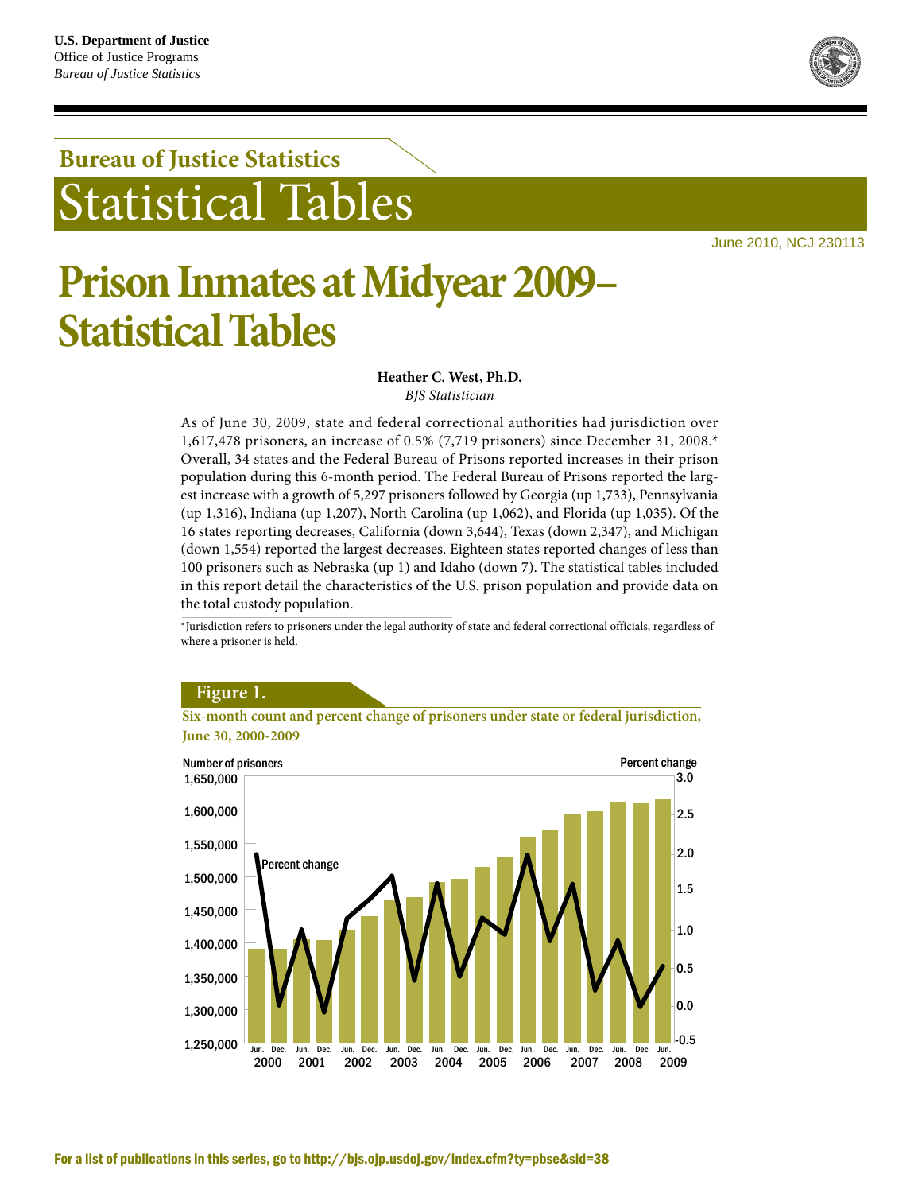U.S. Department of Justice
Office of Justice Programs
*Bureau of Justice Statistics*

## Bureau of Justice Statistics

# Statistical Tables

June 2010, NCJ 230113

# Prison Inmates at Midyear 2009–Statistical Tables

**Heather C. West, Ph.D.**
*BJS Statistician*

As of June 30, 2009, state and federal correctional authorities had jurisdiction over 1,617,478 prisoners, an increase of 0.5% (7,719 prisoners) since December 31, 2008.* Overall, 34 states and the Federal Bureau of Prisons reported increases in their prison population during this 6-month period. The Federal Bureau of Prisons reported the largest increase with a growth of 5,297 prisoners followed by Georgia (up 1,733), Pennsylvania (up 1,316), Indiana (up 1,207), North Carolina (up 1,062), and Florida (up 1,035). Of the 16 states reporting decreases, California (down 3,644), Texas (down 2,347), and Michigan (down 1,554) reported the largest decreases. Eighteen states reported changes of less than 100 prisoners such as Nebraska (up 1) and Idaho (down 7). The statistical tables included in this report detail the characteristics of the U.S. prison population and provide data on the total custody population.

*Jurisdiction refers to prisoners under the legal authority of state and federal correctional officials, regardless of where a prisoner is held.

**Figure 1.**

**Six-month count and percent change of prisoners under state or federal jurisdiction, June 30, 2000-2009**

For a list of publications in this series, go to http://bjs.ojp.usdoj.gov/index.cfm?ty=pbse&sid=38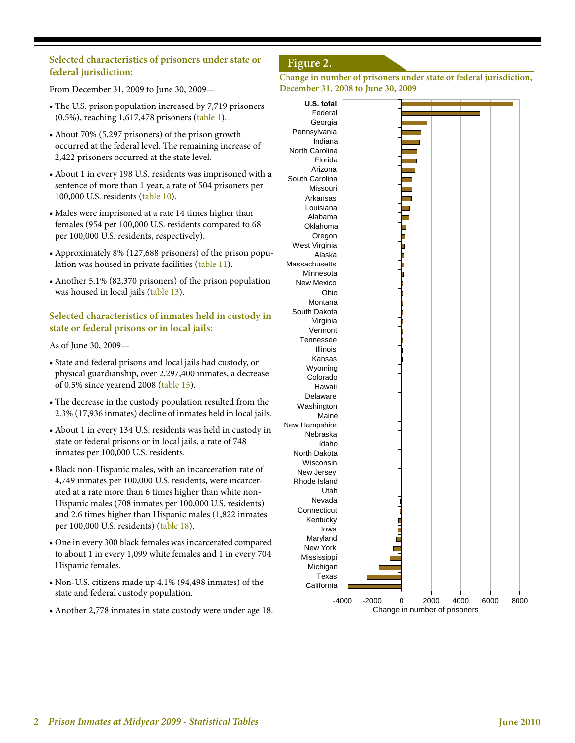### Selected characteristics of prisoners under state or federal jurisdiction:

From December 31, 2009 to June 30, 2009—

- The U.S. prison population increased by 7,719 prisoners (0.5%), reaching 1,617,478 prisoners (table 1).
- About 70% (5,297 prisoners) of the prison growth occurred at the federal level. The remaining increase of 2,422 prisoners occurred at the state level.
- About 1 in every 198 U.S. residents was imprisoned with a sentence of more than 1 year, a rate of 504 prisoners per 100,000 U.S. residents (table 10).
- Males were imprisoned at a rate 14 times higher than females (954 per 100,000 U.S. residents compared to 68 per 100,000 U.S. residents, respectively).
- Approximately 8% (127,688 prisoners) of the prison population was housed in private facilities (table 11).
- Another 5.1% (82,370 prisoners) of the prison population was housed in local jails (table 13).

### Selected characteristics of inmates held in custody in state or federal prisons or in local jails:

As of June 30, 2009—

- State and federal prisons and local jails had custody, or physical guardianship, over 2,297,400 inmates, a decrease of 0.5% since yearend 2008 (table 15).
- The decrease in the custody population resulted from the 2.3% (17,936 inmates) decline of inmates held in local jails.
- About 1 in every 134 U.S. residents was held in custody in state or federal prisons or in local jails, a rate of 748 inmates per 100,000 U.S. residents.
- Black non-Hispanic males, with an incarceration rate of 4,749 inmates per 100,000 U.S. residents, were incarcerated at a rate more than 6 times higher than white non-Hispanic males (708 inmates per 100,000 U.S. residents) and 2.6 times higher than Hispanic males (1,822 inmates per 100,000 U.S. residents) (table 18).
- One in every 300 black females was incarcerated compared to about 1 in every 1,099 white females and 1 in every 704 Hispanic females.
- Non-U.S. citizens made up 4.1% (94,498 inmates) of the state and federal custody population.
- Another 2,778 inmates in state custody were under age 18.

## Figure 2.

**Change in number of prisoners under state or federal jurisdiction, December 31, 2008 to June 30, 2009**

Bar chart (x-axis: Change in number of prisoners, from -4000 to 8000). Categories, from top to bottom: **U.S. total**, Federal, Georgia, Pennsylvania, Indiana, North Carolina, Florida, Arizona, South Carolina, Missouri, Arkansas, Louisiana, Alabama, Oklahoma, Oregon, West Virginia, Alaska, Massachusetts, Minnesota, New Mexico, Ohio, Montana, South Dakota, Virginia, Vermont, Tennessee, Illinois, Kansas, Wyoming, Colorado, Hawaii, Delaware, Washington, Maine, New Hampshire, Nebraska, Idaho, North Dakota, Wisconsin, New Jersey, Rhode Island, Utah, Nevada, Connecticut, Kentucky, Iowa, Maryland, New York, Mississippi, Michigan, Texas, California.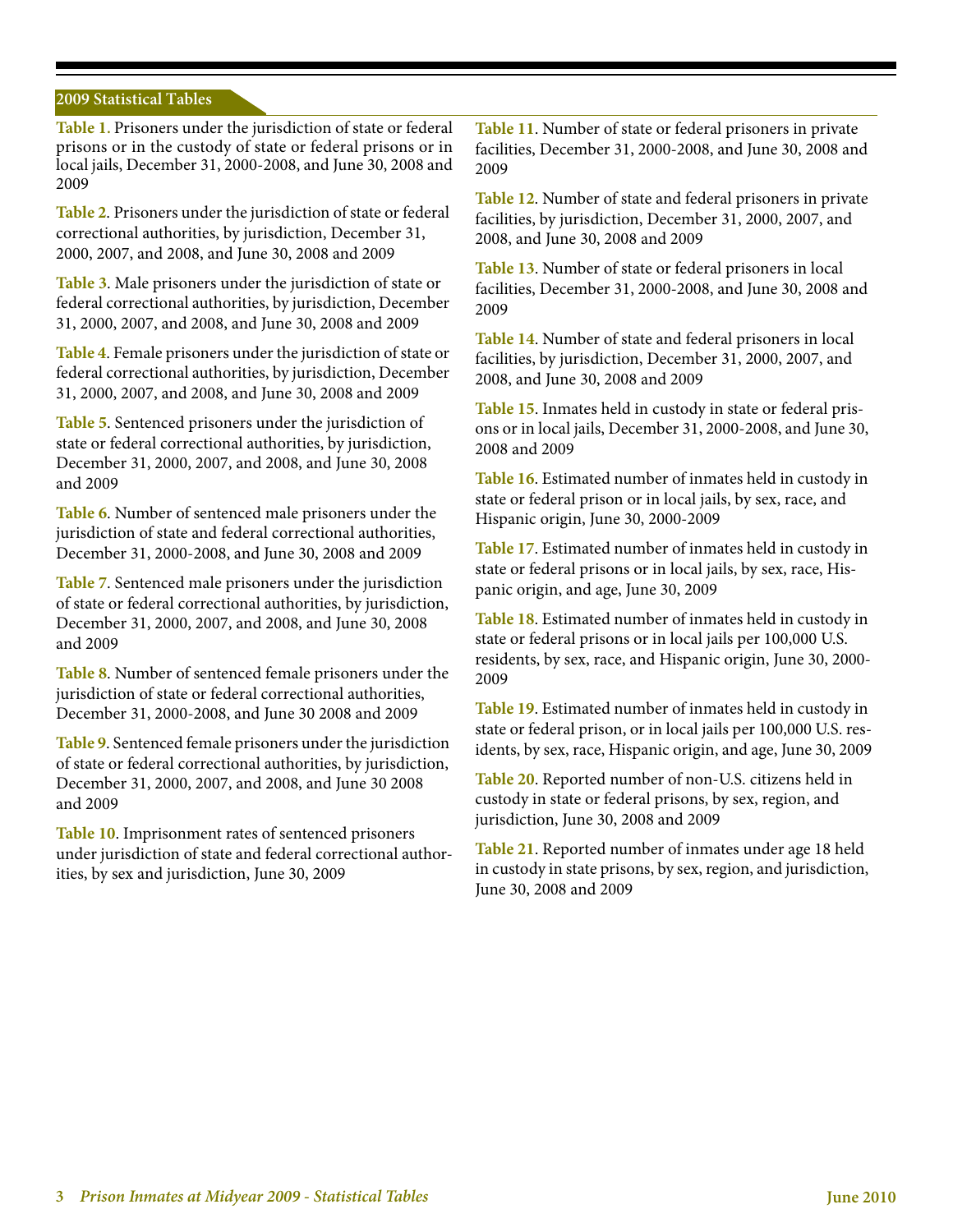## 2009 Statistical Tables

**Table 1.** Prisoners under the jurisdiction of state or federal prisons or in the custody of state or federal prisons or in local jails, December 31, 2000-2008, and June 30, 2008 and 2009

**Table 2**. Prisoners under the jurisdiction of state or federal correctional authorities, by jurisdiction, December 31, 2000, 2007, and 2008, and June 30, 2008 and 2009

**Table 3**. Male prisoners under the jurisdiction of state or federal correctional authorities, by jurisdiction, December 31, 2000, 2007, and 2008, and June 30, 2008 and 2009

**Table 4**. Female prisoners under the jurisdiction of state or federal correctional authorities, by jurisdiction, December 31, 2000, 2007, and 2008, and June 30, 2008 and 2009

**Table 5**. Sentenced prisoners under the jurisdiction of state or federal correctional authorities, by jurisdiction, December 31, 2000, 2007, and 2008, and June 30, 2008 and 2009

**Table 6**. Number of sentenced male prisoners under the jurisdiction of state and federal correctional authorities, December 31, 2000-2008, and June 30, 2008 and 2009

**Table 7**. Sentenced male prisoners under the jurisdiction of state or federal correctional authorities, by jurisdiction, December 31, 2000, 2007, and 2008, and June 30, 2008 and 2009

**Table 8**. Number of sentenced female prisoners under the jurisdiction of state or federal correctional authorities, December 31, 2000-2008, and June 30 2008 and 2009

**Table 9**. Sentenced female prisoners under the jurisdiction of state or federal correctional authorities, by jurisdiction, December 31, 2000, 2007, and 2008, and June 30 2008 and 2009

**Table 10**. Imprisonment rates of sentenced prisoners under jurisdiction of state and federal correctional authorities, by sex and jurisdiction, June 30, 2009

**Table 11**. Number of state or federal prisoners in private facilities, December 31, 2000-2008, and June 30, 2008 and 2009

**Table 12**. Number of state and federal prisoners in private facilities, by jurisdiction, December 31, 2000, 2007, and 2008, and June 30, 2008 and 2009

**Table 13**. Number of state or federal prisoners in local facilities, December 31, 2000-2008, and June 30, 2008 and 2009

**Table 14**. Number of state and federal prisoners in local facilities, by jurisdiction, December 31, 2000, 2007, and 2008, and June 30, 2008 and 2009

**Table 15**. Inmates held in custody in state or federal prisons or in local jails, December 31, 2000-2008, and June 30, 2008 and 2009

**Table 16**. Estimated number of inmates held in custody in state or federal prison or in local jails, by sex, race, and Hispanic origin, June 30, 2000-2009

**Table 17**. Estimated number of inmates held in custody in state or federal prisons or in local jails, by sex, race, Hispanic origin, and age, June 30, 2009

**Table 18**. Estimated number of inmates held in custody in state or federal prisons or in local jails per 100,000 U.S. residents, by sex, race, and Hispanic origin, June 30, 2000-2009

**Table 19**. Estimated number of inmates held in custody in state or federal prison, or in local jails per 100,000 U.S. residents, by sex, race, Hispanic origin, and age, June 30, 2009

**Table 20**. Reported number of non-U.S. citizens held in custody in state or federal prisons, by sex, region, and jurisdiction, June 30, 2008 and 2009

**Table 21**. Reported number of inmates under age 18 held in custody in state prisons, by sex, region, and jurisdiction, June 30, 2008 and 2009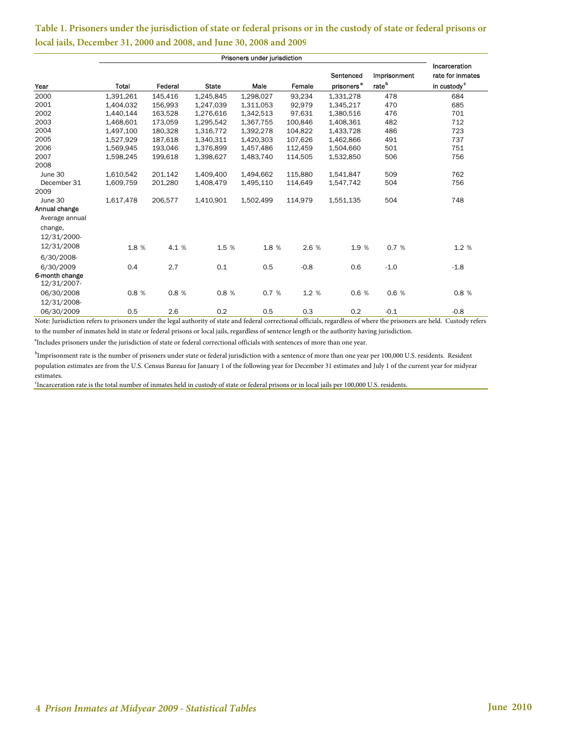## Table 1. Prisoners under the jurisdiction of state or federal prisons or in the custody of state or federal prisons or local jails, December 31, 2000 and 2008, and June 30, 2008 and 2009

| Year | Prisoners under jurisdiction | | | | | | | |
|---|---|---|---|---|---|---|---|---|
| | Total | Federal | State | Male | Female | Sentenced prisoners[a] | Imprisonment rate[b] | Incarceration rate for inmates in custody[c] |
| 2000 | 1,391,261 | 145,416 | 1,245,845 | 1,298,027 | 93,234 | 1,331,278 | 478 | 684 |
| 2001 | 1,404,032 | 156,993 | 1,247,039 | 1,311,053 | 92,979 | 1,345,217 | 470 | 685 |
| 2002 | 1,440,144 | 163,528 | 1,276,616 | 1,342,513 | 97,631 | 1,380,516 | 476 | 701 |
| 2003 | 1,468,601 | 173,059 | 1,295,542 | 1,367,755 | 100,846 | 1,408,361 | 482 | 712 |
| 2004 | 1,497,100 | 180,328 | 1,316,772 | 1,392,278 | 104,822 | 1,433,728 | 486 | 723 |
| 2005 | 1,527,929 | 187,618 | 1,340,311 | 1,420,303 | 107,626 | 1,462,866 | 491 | 737 |
| 2006 | 1,569,945 | 193,046 | 1,376,899 | 1,457,486 | 112,459 | 1,504,660 | 501 | 751 |
| 2007 | 1,598,245 | 199,618 | 1,398,627 | 1,483,740 | 114,505 | 1,532,850 | 506 | 756 |
| 2008 | | | | | | | | |
| June 30 | 1,610,542 | 201,142 | 1,409,400 | 1,494,662 | 115,880 | 1,541,847 | 509 | 762 |
| December 31 | 1,609,759 | 201,280 | 1,408,479 | 1,495,110 | 114,649 | 1,547,742 | 504 | 756 |
| 2009 | | | | | | | | |
| June 30 | 1,617,478 | 206,577 | 1,410,901 | 1,502,499 | 114,979 | 1,551,135 | 504 | 748 |
| Annual change | | | | | | | | |
| Average annual change, 12/31/2000-12/31/2008 | 1.8 % | 4.1 % | 1.5 % | 1.8 % | 2.6 % | 1.9 % | 0.7 % | 1.2 % |
| 6/30/2008-6/30/2009 | 0.4 | 2.7 | 0.1 | 0.5 | -0.8 | 0.6 | -1.0 | -1.8 |
| 6-month change | | | | | | | | |
| 12/31/2007-06/30/2008 | 0.8 % | 0.8 % | 0.8 % | 0.7 % | 1.2 % | 0.6 % | 0.6 % | 0.8 % |
| 12/31/2008-06/30/2009 | 0.5 | 2.6 | 0.2 | 0.5 | 0.3 | 0.2 | -0.1 | -0.8 |

Note: Jurisdiction refers to prisoners under the legal authority of state and federal correctional officials, regardless of where the prisoners are held. Custody refers to the number of inmates held in state or federal prisons or local jails, regardless of sentence length or the authority having jurisdiction.

[a]Includes prisoners under the jurisdiction of state or federal correctional officials with sentences of more than one year.

[b]Imprisonment rate is the number of prisoners under state or federal jurisdiction with a sentence of more than one year per 100,000 U.S. residents. Resident population estimates are from the U.S. Census Bureau for January 1 of the following year for December 31 estimates and July 1 of the current year for midyear estimates.

[c]Incarceration rate is the total number of inmates held in custody of state or federal prisons or in local jails per 100,000 U.S. residents.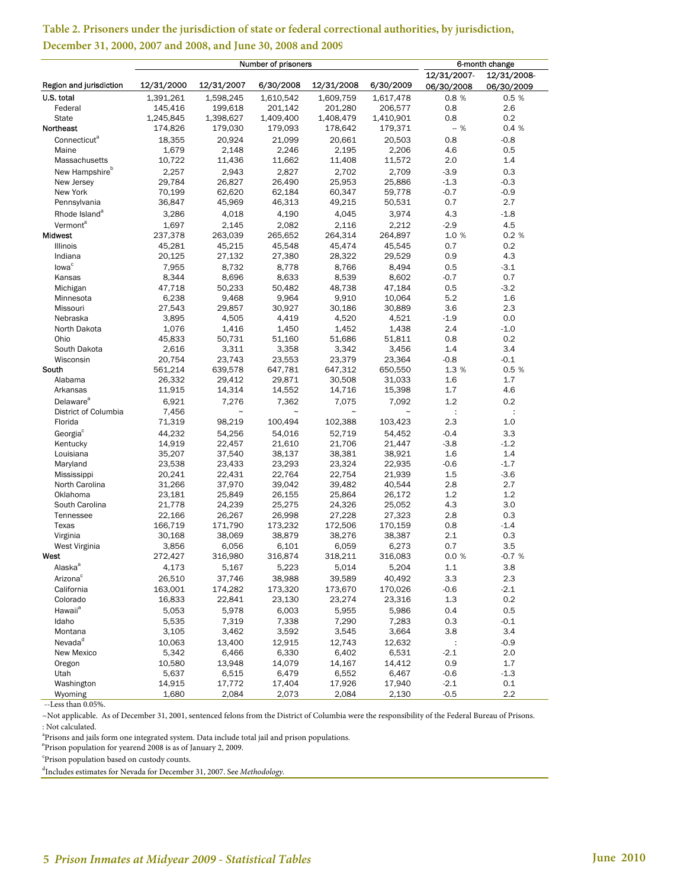**Table 2. Prisoners under the jurisdiction of state or federal correctional authorities, by jurisdiction, December 31, 2000, 2007 and 2008, and June 30, 2008 and 2009**

| Region and jurisdiction | Number of prisoners | | | | | 6-month change | |
|---|---|---|---|---|---|---|---|
| | 12/31/2000 | 12/31/2007 | 6/30/2008 | 12/31/2008 | 6/30/2009 | 12/31/2007-06/30/2008 | 12/31/2008-06/30/2009 |
| U.S. total | 1,391,261 | 1,598,245 | 1,610,542 | 1,609,759 | 1,617,478 | 0.8 % | 0.5 % |
| Federal | 145,416 | 199,618 | 201,142 | 201,280 | 206,577 | 0.8 | 2.6 |
| State | 1,245,845 | 1,398,627 | 1,409,400 | 1,408,479 | 1,410,901 | 0.8 | 0.2 |
| Northeast | 174,826 | 179,030 | 179,093 | 178,642 | 179,371 | -- % | 0.4 % |
| Connecticut[a] | 18,355 | 20,924 | 21,099 | 20,661 | 20,503 | 0.8 | -0.8 |
| Maine | 1,679 | 2,148 | 2,246 | 2,195 | 2,206 | 4.6 | 0.5 |
| Massachusetts | 10,722 | 11,436 | 11,662 | 11,408 | 11,572 | 2.0 | 1.4 |
| New Hampshire[b] | 2,257 | 2,943 | 2,827 | 2,702 | 2,709 | -3.9 | 0.3 |
| New Jersey | 29,784 | 26,827 | 26,490 | 25,953 | 25,886 | -1.3 | -0.3 |
| New York | 70,199 | 62,620 | 62,184 | 60,347 | 59,778 | -0.7 | -0.9 |
| Pennsylvania | 36,847 | 45,969 | 46,313 | 49,215 | 50,531 | 0.7 | 2.7 |
| Rhode Island[a] | 3,286 | 4,018 | 4,190 | 4,045 | 3,974 | 4.3 | -1.8 |
| Vermont[a] | 1,697 | 2,145 | 2,082 | 2,116 | 2,212 | -2.9 | 4.5 |
| Midwest | 237,378 | 263,039 | 265,652 | 264,314 | 264,897 | 1.0 % | 0.2 % |
| Illinois | 45,281 | 45,215 | 45,548 | 45,474 | 45,545 | 0.7 | 0.2 |
| Indiana | 20,125 | 27,132 | 27,380 | 28,322 | 29,529 | 0.9 | 4.3 |
| Iowa[c] | 7,955 | 8,732 | 8,778 | 8,766 | 8,494 | 0.5 | -3.1 |
| Kansas | 8,344 | 8,696 | 8,633 | 8,539 | 8,602 | -0.7 | 0.7 |
| Michigan | 47,718 | 50,233 | 50,482 | 48,738 | 47,184 | 0.5 | -3.2 |
| Minnesota | 6,238 | 9,468 | 9,964 | 9,910 | 10,064 | 5.2 | 1.6 |
| Missouri | 27,543 | 29,857 | 30,927 | 30,186 | 30,889 | 3.6 | 2.3 |
| Nebraska | 3,895 | 4,505 | 4,419 | 4,520 | 4,521 | -1.9 | 0.0 |
| North Dakota | 1,076 | 1,416 | 1,450 | 1,452 | 1,438 | 2.4 | -1.0 |
| Ohio | 45,833 | 50,731 | 51,160 | 51,686 | 51,811 | 0.8 | 0.2 |
| South Dakota | 2,616 | 3,311 | 3,358 | 3,342 | 3,456 | 1.4 | 3.4 |
| Wisconsin | 20,754 | 23,743 | 23,553 | 23,379 | 23,364 | -0.8 | -0.1 |
| South | 561,214 | 639,578 | 647,781 | 647,312 | 650,550 | 1.3 % | 0.5 % |
| Alabama | 26,332 | 29,412 | 29,871 | 30,508 | 31,033 | 1.6 | 1.7 |
| Arkansas | 11,915 | 14,314 | 14,552 | 14,716 | 15,398 | 1.7 | 4.6 |
| Delaware[a] | 6,921 | 7,276 | 7,362 | 7,075 | 7,092 | 1.2 | 0.2 |
| District of Columbia | 7,456 | ~ | ~ | ~ | ~ | : | : |
| Florida | 71,319 | 98,219 | 100,494 | 102,388 | 103,423 | 2.3 | 1.0 |
| Georgia[c] | 44,232 | 54,256 | 54,016 | 52,719 | 54,452 | -0.4 | 3.3 |
| Kentucky | 14,919 | 22,457 | 21,610 | 21,706 | 21,447 | -3.8 | -1.2 |
| Louisiana | 35,207 | 37,540 | 38,137 | 38,381 | 38,921 | 1.6 | 1.4 |
| Maryland | 23,538 | 23,433 | 23,293 | 23,324 | 22,935 | -0.6 | -1.7 |
| Mississippi | 20,241 | 22,431 | 22,764 | 22,754 | 21,939 | 1.5 | -3.6 |
| North Carolina | 31,266 | 37,970 | 39,042 | 39,482 | 40,544 | 2.8 | 2.7 |
| Oklahoma | 23,181 | 25,849 | 26,155 | 25,864 | 26,172 | 1.2 | 1.2 |
| South Carolina | 21,778 | 24,239 | 25,275 | 24,326 | 25,052 | 4.3 | 3.0 |
| Tennessee | 22,166 | 26,267 | 26,998 | 27,228 | 27,323 | 2.8 | 0.3 |
| Texas | 166,719 | 171,790 | 173,232 | 172,506 | 170,159 | 0.8 | -1.4 |
| Virginia | 30,168 | 38,069 | 38,879 | 38,276 | 38,387 | 2.1 | 0.3 |
| West Virginia | 3,856 | 6,056 | 6,101 | 6,059 | 6,273 | 0.7 | 3.5 |
| West | 272,427 | 316,980 | 316,874 | 318,211 | 316,083 | 0.0 % | -0.7 % |
| Alaska[a] | 4,173 | 5,167 | 5,223 | 5,014 | 5,204 | 1.1 | 3.8 |
| Arizona[c] | 26,510 | 37,746 | 38,988 | 39,589 | 40,492 | 3.3 | 2.3 |
| California | 163,001 | 174,282 | 173,320 | 173,670 | 170,026 | -0.6 | -2.1 |
| Colorado | 16,833 | 22,841 | 23,130 | 23,274 | 23,316 | 1.3 | 0.2 |
| Hawaii[a] | 5,053 | 5,978 | 6,003 | 5,955 | 5,986 | 0.4 | 0.5 |
| Idaho | 5,535 | 7,319 | 7,338 | 7,290 | 7,283 | 0.3 | -0.1 |
| Montana | 3,105 | 3,462 | 3,592 | 3,545 | 3,664 | 3.8 | 3.4 |
| Nevada[d] | 10,063 | 13,400 | 12,915 | 12,743 | 12,632 | : | -0.9 |
| New Mexico | 5,342 | 6,466 | 6,330 | 6,402 | 6,531 | -2.1 | 2.0 |
| Oregon | 10,580 | 13,948 | 14,079 | 14,167 | 14,412 | 0.9 | 1.7 |
| Utah | 5,637 | 6,515 | 6,479 | 6,552 | 6,467 | -0.6 | -1.3 |
| Washington | 14,915 | 17,772 | 17,404 | 17,926 | 17,940 | -2.1 | 0.1 |
| Wyoming | 1,680 | 2,084 | 2,073 | 2,084 | 2,130 | -0.5 | 2.2 |

--Less than 0.05%.

~Not applicable. As of December 31, 2001, sentenced felons from the District of Columbia were the responsibility of the Federal Bureau of Prisons.

: Not calculated.

[a]Prisons and jails form one integrated system. Data include total jail and prison populations.

[b]Prison population for yearend 2008 is as of January 2, 2009.

[c]Prison population based on custody counts.

[d]Includes estimates for Nevada for December 31, 2007. See *Methodology*.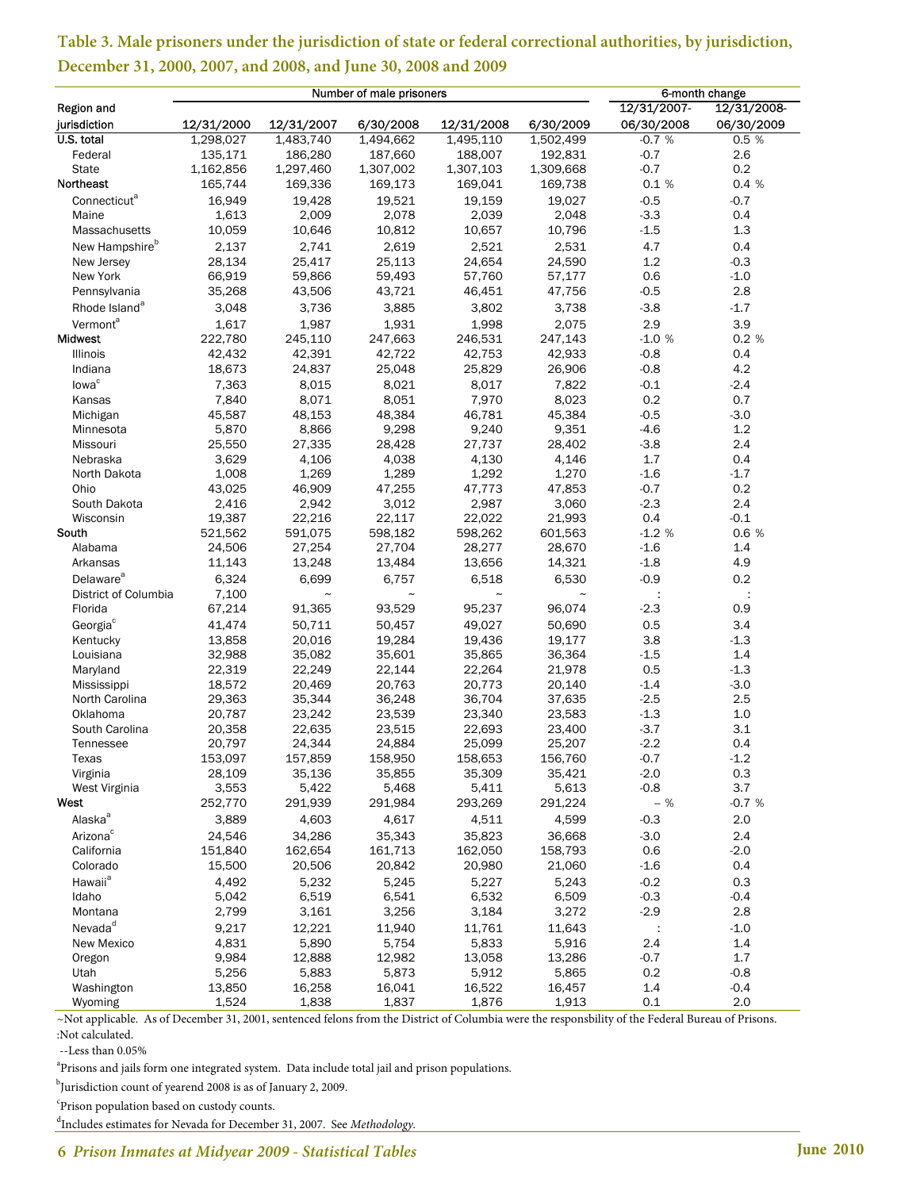**Table 3. Male prisoners under the jurisdiction of state or federal correctional authorities, by jurisdiction, December 31, 2000, 2007, and 2008, and June 30, 2008 and 2009**

| Region and jurisdiction | Number of male prisoners | | | | | 6-month change | |
|---|---|---|---|---|---|---|---|
| | 12/31/2000 | 12/31/2007 | 6/30/2008 | 12/31/2008 | 6/30/2009 | 12/31/2007-06/30/2008 | 12/31/2008-06/30/2009 |
| U.S. total | 1,298,027 | 1,483,740 | 1,494,662 | 1,495,110 | 1,502,499 | -0.7 % | 0.5 % |
| Federal | 135,171 | 186,280 | 187,660 | 188,007 | 192,831 | -0.7 | 2.6 |
| State | 1,162,856 | 1,297,460 | 1,307,002 | 1,307,103 | 1,309,668 | -0.7 | 0.2 |
| Northeast | 165,744 | 169,336 | 169,173 | 169,041 | 169,738 | 0.1 % | 0.4 % |
| Connecticut[a] | 16,949 | 19,428 | 19,521 | 19,159 | 19,027 | -0.5 | -0.7 |
| Maine | 1,613 | 2,009 | 2,078 | 2,039 | 2,048 | -3.3 | 0.4 |
| Massachusetts | 10,059 | 10,646 | 10,812 | 10,657 | 10,796 | -1.5 | 1.3 |
| New Hampshire[b] | 2,137 | 2,741 | 2,619 | 2,521 | 2,531 | 4.7 | 0.4 |
| New Jersey | 28,134 | 25,417 | 25,113 | 24,654 | 24,590 | 1.2 | -0.3 |
| New York | 66,919 | 59,866 | 59,493 | 57,760 | 57,177 | 0.6 | -1.0 |
| Pennsylvania | 35,268 | 43,506 | 43,721 | 46,451 | 47,756 | -0.5 | 2.8 |
| Rhode Island[a] | 3,048 | 3,736 | 3,885 | 3,802 | 3,738 | -3.8 | -1.7 |
| Vermont[a] | 1,617 | 1,987 | 1,931 | 1,998 | 2,075 | 2.9 | 3.9 |
| Midwest | 222,780 | 245,110 | 247,663 | 246,531 | 247,143 | -1.0 % | 0.2 % |
| Illinois | 42,432 | 42,391 | 42,722 | 42,753 | 42,933 | -0.8 | 0.4 |
| Indiana | 18,673 | 24,837 | 25,048 | 25,829 | 26,906 | -0.8 | 4.2 |
| Iowa[c] | 7,363 | 8,015 | 8,021 | 8,017 | 7,822 | -0.1 | -2.4 |
| Kansas | 7,840 | 8,071 | 8,051 | 7,970 | 8,023 | 0.2 | 0.7 |
| Michigan | 45,587 | 48,153 | 48,384 | 46,781 | 45,384 | -0.5 | -3.0 |
| Minnesota | 5,870 | 8,866 | 9,298 | 9,240 | 9,351 | -4.6 | 1.2 |
| Missouri | 25,550 | 27,335 | 28,428 | 27,737 | 28,402 | -3.8 | 2.4 |
| Nebraska | 3,629 | 4,106 | 4,038 | 4,130 | 4,146 | 1.7 | 0.4 |
| North Dakota | 1,008 | 1,269 | 1,289 | 1,292 | 1,270 | -1.6 | -1.7 |
| Ohio | 43,025 | 46,909 | 47,255 | 47,773 | 47,853 | -0.7 | 0.2 |
| South Dakota | 2,416 | 2,942 | 3,012 | 2,987 | 3,060 | -2.3 | 2.4 |
| Wisconsin | 19,387 | 22,216 | 22,117 | 22,022 | 21,993 | 0.4 | -0.1 |
| South | 521,562 | 591,075 | 598,182 | 598,262 | 601,563 | -1.2 % | 0.6 % |
| Alabama | 24,506 | 27,254 | 27,704 | 28,277 | 28,670 | -1.6 | 1.4 |
| Arkansas | 11,143 | 13,248 | 13,484 | 13,656 | 14,321 | -1.8 | 4.9 |
| Delaware[a] | 6,324 | 6,699 | 6,757 | 6,518 | 6,530 | -0.9 | 0.2 |
| District of Columbia | 7,100 | ~ | ~ | ~ | ~ | : | : |
| Florida | 67,214 | 91,365 | 93,529 | 95,237 | 96,074 | -2.3 | 0.9 |
| Georgia[c] | 41,474 | 50,711 | 50,457 | 49,027 | 50,690 | 0.5 | 3.4 |
| Kentucky | 13,858 | 20,016 | 19,284 | 19,436 | 19,177 | 3.8 | -1.3 |
| Louisiana | 32,988 | 35,082 | 35,601 | 35,865 | 36,364 | -1.5 | 1.4 |
| Maryland | 22,319 | 22,249 | 22,144 | 22,264 | 21,978 | 0.5 | -1.3 |
| Mississippi | 18,572 | 20,469 | 20,763 | 20,773 | 20,140 | -1.4 | -3.0 |
| North Carolina | 29,363 | 35,344 | 36,248 | 36,704 | 37,635 | -2.5 | 2.5 |
| Oklahoma | 20,787 | 23,242 | 23,539 | 23,340 | 23,583 | -1.3 | 1.0 |
| South Carolina | 20,358 | 22,635 | 23,515 | 22,693 | 23,400 | -3.7 | 3.1 |
| Tennessee | 20,797 | 24,344 | 24,884 | 25,099 | 25,207 | -2.2 | 0.4 |
| Texas | 153,097 | 157,859 | 158,950 | 158,653 | 156,760 | -0.7 | -1.2 |
| Virginia | 28,109 | 35,136 | 35,855 | 35,309 | 35,421 | -2.0 | 0.3 |
| West Virginia | 3,553 | 5,422 | 5,468 | 5,411 | 5,613 | -0.8 | 3.7 |
| West | 252,770 | 291,939 | 291,984 | 293,269 | 291,224 | -- % | -0.7 % |
| Alaska[a] | 3,889 | 4,603 | 4,617 | 4,511 | 4,599 | -0.3 | 2.0 |
| Arizona[c] | 24,546 | 34,286 | 35,343 | 35,823 | 36,668 | -3.0 | 2.4 |
| California | 151,840 | 162,654 | 161,713 | 162,050 | 158,793 | 0.6 | -2.0 |
| Colorado | 15,500 | 20,506 | 20,842 | 20,980 | 21,060 | -1.6 | 0.4 |
| Hawaii[a] | 4,492 | 5,232 | 5,245 | 5,227 | 5,243 | -0.2 | 0.3 |
| Idaho | 5,042 | 6,519 | 6,541 | 6,532 | 6,509 | -0.3 | -0.4 |
| Montana | 2,799 | 3,161 | 3,256 | 3,184 | 3,272 | -2.9 | 2.8 |
| Nevada[d] | 9,217 | 12,221 | 11,940 | 11,761 | 11,643 | : | -1.0 |
| New Mexico | 4,831 | 5,890 | 5,754 | 5,833 | 5,916 | 2.4 | 1.4 |
| Oregon | 9,984 | 12,888 | 12,982 | 13,058 | 13,286 | -0.7 | 1.7 |
| Utah | 5,256 | 5,883 | 5,873 | 5,912 | 5,865 | 0.2 | -0.8 |
| Washington | 13,850 | 16,258 | 16,041 | 16,522 | 16,457 | 1.4 | -0.4 |
| Wyoming | 1,524 | 1,838 | 1,837 | 1,876 | 1,913 | 0.1 | 2.0 |

~Not applicable. As of December 31, 2001, sentenced felons from the District of Columbia were the responsbility of the Federal Bureau of Prisons.

:Not calculated.

--Less than 0.05%

[a]Prisons and jails form one integrated system. Data include total jail and prison populations.

[b]Jurisdiction count of yearend 2008 is as of January 2, 2009.

[c]Prison population based on custody counts.

[d]Includes estimates for Nevada for December 31, 2007. See *Methodology*.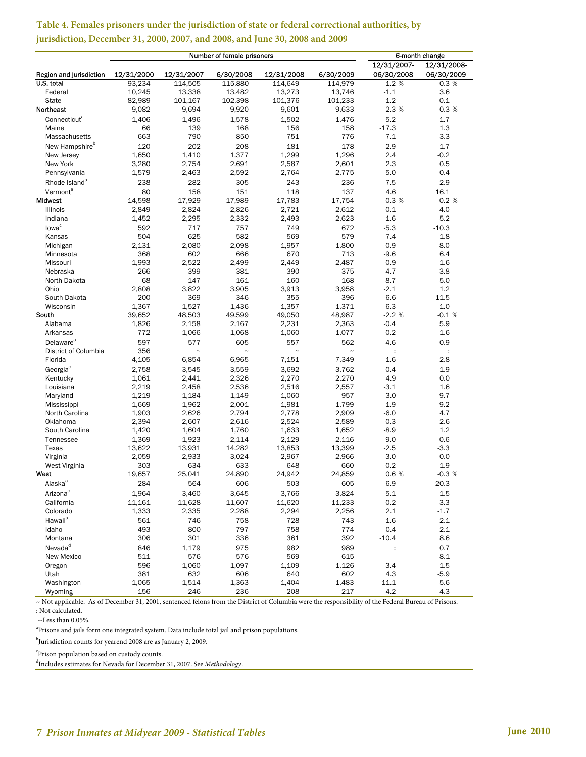## Table 4. Females prisoners under the jurisdiction of state or federal correctional authorities, by jurisdiction, December 31, 2000, 2007, and 2008, and June 30, 2008 and 2009

| | Number of female prisoners | | | | | 6-month change | |
|---|---|---|---|---|---|---|---|
| Region and jurisdiction | 12/31/2000 | 12/31/2007 | 6/30/2008 | 12/31/2008 | 6/30/2009 | 12/31/2007-06/30/2008 | 12/31/2008-06/30/2009 |
| U.S. total | 93,234 | 114,505 | 115,880 | 114,649 | 114,979 | -1.2 % | 0.3 % |
| Federal | 10,245 | 13,338 | 13,482 | 13,273 | 13,746 | -1.1 | 3.6 |
| State | 82,989 | 101,167 | 102,398 | 101,376 | 101,233 | -1.2 | -0.1 |
| Northeast | 9,082 | 9,694 | 9,920 | 9,601 | 9,633 | -2.3 % | 0.3 % |
| Connecticut[a] | 1,406 | 1,496 | 1,578 | 1,502 | 1,476 | -5.2 | -1.7 |
| Maine | 66 | 139 | 168 | 156 | 158 | -17.3 | 1.3 |
| Massachusetts | 663 | 790 | 850 | 751 | 776 | -7.1 | 3.3 |
| New Hampshire[b] | 120 | 202 | 208 | 181 | 178 | -2.9 | -1.7 |
| New Jersey | 1,650 | 1,410 | 1,377 | 1,299 | 1,296 | 2.4 | -0.2 |
| New York | 3,280 | 2,754 | 2,691 | 2,587 | 2,601 | 2.3 | 0.5 |
| Pennsylvania | 1,579 | 2,463 | 2,592 | 2,764 | 2,775 | -5.0 | 0.4 |
| Rhode Island[a] | 238 | 282 | 305 | 243 | 236 | -7.5 | -2.9 |
| Vermont[a] | 80 | 158 | 151 | 118 | 137 | 4.6 | 16.1 |
| Midwest | 14,598 | 17,929 | 17,989 | 17,783 | 17,754 | -0.3 % | -0.2 % |
| Illinois | 2,849 | 2,824 | 2,826 | 2,721 | 2,612 | -0.1 | -4.0 |
| Indiana | 1,452 | 2,295 | 2,332 | 2,493 | 2,623 | -1.6 | 5.2 |
| Iowa[c] | 592 | 717 | 757 | 749 | 672 | -5.3 | -10.3 |
| Kansas | 504 | 625 | 582 | 569 | 579 | 7.4 | 1.8 |
| Michigan | 2,131 | 2,080 | 2,098 | 1,957 | 1,800 | -0.9 | -8.0 |
| Minnesota | 368 | 602 | 666 | 670 | 713 | -9.6 | 6.4 |
| Missouri | 1,993 | 2,522 | 2,499 | 2,449 | 2,487 | 0.9 | 1.6 |
| Nebraska | 266 | 399 | 381 | 390 | 375 | 4.7 | -3.8 |
| North Dakota | 68 | 147 | 161 | 160 | 168 | -8.7 | 5.0 |
| Ohio | 2,808 | 3,822 | 3,905 | 3,913 | 3,958 | -2.1 | 1.2 |
| South Dakota | 200 | 369 | 346 | 355 | 396 | 6.6 | 11.5 |
| Wisconsin | 1,367 | 1,527 | 1,436 | 1,357 | 1,371 | 6.3 | 1.0 |
| South | 39,652 | 48,503 | 49,599 | 49,050 | 48,987 | -2.2 % | -0.1 % |
| Alabama | 1,826 | 2,158 | 2,167 | 2,231 | 2,363 | -0.4 | 5.9 |
| Arkansas | 772 | 1,066 | 1,068 | 1,060 | 1,077 | -0.2 | 1.6 |
| Delaware[a] | 597 | 577 | 605 | 557 | 562 | -4.6 | 0.9 |
| District of Columbia | 356 | ~ | ~ | ~ | ~ | : | : |
| Florida | 4,105 | 6,854 | 6,965 | 7,151 | 7,349 | -1.6 | 2.8 |
| Georgia[c] | 2,758 | 3,545 | 3,559 | 3,692 | 3,762 | -0.4 | 1.9 |
| Kentucky | 1,061 | 2,441 | 2,326 | 2,270 | 2,270 | 4.9 | 0.0 |
| Louisiana | 2,219 | 2,458 | 2,536 | 2,516 | 2,557 | -3.1 | 1.6 |
| Maryland | 1,219 | 1,184 | 1,149 | 1,060 | 957 | 3.0 | -9.7 |
| Mississippi | 1,669 | 1,962 | 2,001 | 1,981 | 1,799 | -1.9 | -9.2 |
| North Carolina | 1,903 | 2,626 | 2,794 | 2,778 | 2,909 | -6.0 | 4.7 |
| Oklahoma | 2,394 | 2,607 | 2,616 | 2,524 | 2,589 | -0.3 | 2.6 |
| South Carolina | 1,420 | 1,604 | 1,760 | 1,633 | 1,652 | -8.9 | 1.2 |
| Tennessee | 1,369 | 1,923 | 2,114 | 2,129 | 2,116 | -9.0 | -0.6 |
| Texas | 13,622 | 13,931 | 14,282 | 13,853 | 13,399 | -2.5 | -3.3 |
| Virginia | 2,059 | 2,933 | 3,024 | 2,967 | 2,966 | -3.0 | 0.0 |
| West Virginia | 303 | 634 | 633 | 648 | 660 | 0.2 | 1.9 |
| West | 19,657 | 25,041 | 24,890 | 24,942 | 24,859 | 0.6 % | -0.3 % |
| Alaska[a] | 284 | 564 | 606 | 503 | 605 | -6.9 | 20.3 |
| Arizona[c] | 1,964 | 3,460 | 3,645 | 3,766 | 3,824 | -5.1 | 1.5 |
| California | 11,161 | 11,628 | 11,607 | 11,620 | 11,233 | 0.2 | -3.3 |
| Colorado | 1,333 | 2,335 | 2,288 | 2,294 | 2,256 | 2.1 | -1.7 |
| Hawaii[a] | 561 | 746 | 758 | 728 | 743 | -1.6 | 2.1 |
| Idaho | 493 | 800 | 797 | 758 | 774 | 0.4 | 2.1 |
| Montana | 306 | 301 | 336 | 361 | 392 | -10.4 | 8.6 |
| Nevada[d] | 846 | 1,179 | 975 | 982 | 989 | : | 0.7 |
| New Mexico | 511 | 576 | 576 | 569 | 615 | -- | 8.1 |
| Oregon | 596 | 1,060 | 1,097 | 1,109 | 1,126 | -3.4 | 1.5 |
| Utah | 381 | 632 | 606 | 640 | 602 | 4.3 | -5.9 |
| Washington | 1,065 | 1,514 | 1,363 | 1,404 | 1,483 | 11.1 | 5.6 |
| Wyoming | 156 | 246 | 236 | 208 | 217 | 4.2 | 4.3 |

~ Not applicable. As of December 31, 2001, sentenced felons from the District of Columbia were the responsibility of the Federal Bureau of Prisons.

: Not calculated.

--Less than 0.05%.

[a]Prisons and jails form one integrated system. Data include total jail and prison populations.

[b]Jurisdiction counts for yearend 2008 are as January 2, 2009.

[c]Prison population based on custody counts.

[d]Includes estimates for Nevada for December 31, 2007. See *Methodology*.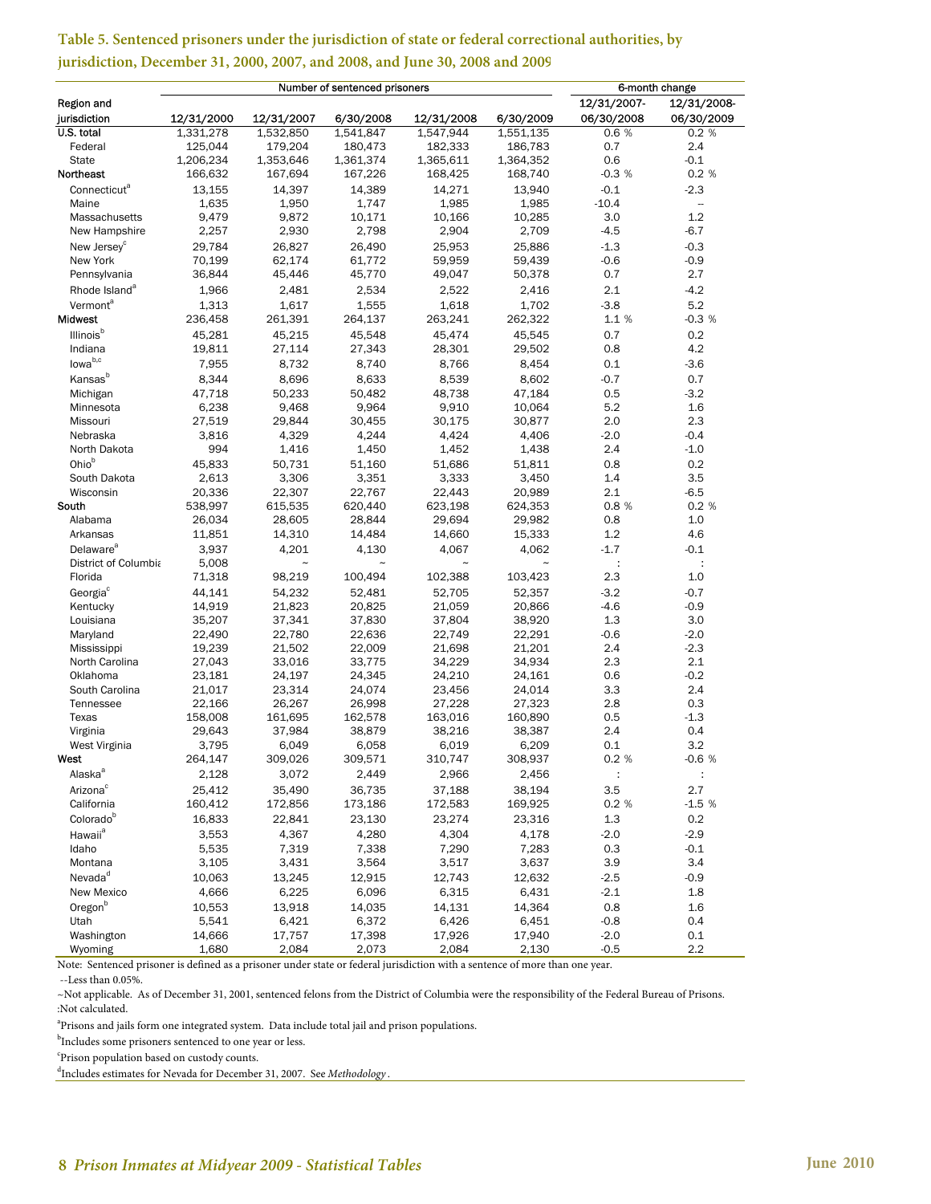**Table 5. Sentenced prisoners under the jurisdiction of state or federal correctional authorities, by jurisdiction, December 31, 2000, 2007, and 2008, and June 30, 2008 and 2009**

| Region and jurisdiction | Number of sentenced prisoners | | | | | 6-month change | |
|---|---|---|---|---|---|---|---|
| | 12/31/2000 | 12/31/2007 | 6/30/2008 | 12/31/2008 | 6/30/2009 | 12/31/2007-06/30/2008 | 12/31/2008-06/30/2009 |
| U.S. total | 1,331,278 | 1,532,850 | 1,541,847 | 1,547,944 | 1,551,135 | 0.6 % | 0.2 % |
| Federal | 125,044 | 179,204 | 180,473 | 182,333 | 186,783 | 0.7 | 2.4 |
| State | 1,206,234 | 1,353,646 | 1,361,374 | 1,365,611 | 1,364,352 | 0.6 | -0.1 |
| Northeast | 166,632 | 167,694 | 167,226 | 168,425 | 168,740 | -0.3 % | 0.2 % |
| Connecticut[a] | 13,155 | 14,397 | 14,389 | 14,271 | 13,940 | -0.1 | -2.3 |
| Maine | 1,635 | 1,950 | 1,747 | 1,985 | 1,985 | -10.4 | -- |
| Massachusetts | 9,479 | 9,872 | 10,171 | 10,166 | 10,285 | 3.0 | 1.2 |
| New Hampshire | 2,257 | 2,930 | 2,798 | 2,904 | 2,709 | -4.5 | -6.7 |
| New Jersey[c] | 29,784 | 26,827 | 26,490 | 25,953 | 25,886 | -1.3 | -0.3 |
| New York | 70,199 | 62,174 | 61,772 | 59,959 | 59,439 | -0.6 | -0.9 |
| Pennsylvania | 36,844 | 45,446 | 45,770 | 49,047 | 50,378 | 0.7 | 2.7 |
| Rhode Island[a] | 1,966 | 2,481 | 2,534 | 2,522 | 2,416 | 2.1 | -4.2 |
| Vermont[a] | 1,313 | 1,617 | 1,555 | 1,618 | 1,702 | -3.8 | 5.2 |
| Midwest | 236,458 | 261,391 | 264,137 | 263,241 | 262,322 | 1.1 % | -0.3 % |
| Illinois[b] | 45,281 | 45,215 | 45,548 | 45,474 | 45,545 | 0.7 | 0.2 |
| Indiana | 19,811 | 27,114 | 27,343 | 28,301 | 29,502 | 0.8 | 4.2 |
| Iowa[b,c] | 7,955 | 8,732 | 8,740 | 8,766 | 8,454 | 0.1 | -3.6 |
| Kansas[b] | 8,344 | 8,696 | 8,633 | 8,539 | 8,602 | -0.7 | 0.7 |
| Michigan | 47,718 | 50,233 | 50,482 | 48,738 | 47,184 | 0.5 | -3.2 |
| Minnesota | 6,238 | 9,468 | 9,964 | 9,910 | 10,064 | 5.2 | 1.6 |
| Missouri | 27,519 | 29,844 | 30,455 | 30,175 | 30,877 | 2.0 | 2.3 |
| Nebraska | 3,816 | 4,329 | 4,244 | 4,424 | 4,406 | -2.0 | -0.4 |
| North Dakota | 994 | 1,416 | 1,450 | 1,452 | 1,438 | 2.4 | -1.0 |
| Ohio[b] | 45,833 | 50,731 | 51,160 | 51,686 | 51,811 | 0.8 | 0.2 |
| South Dakota | 2,613 | 3,306 | 3,351 | 3,333 | 3,450 | 1.4 | 3.5 |
| Wisconsin | 20,336 | 22,307 | 22,767 | 22,443 | 20,989 | 2.1 | -6.5 |
| South | 538,997 | 615,535 | 620,440 | 623,198 | 624,353 | 0.8 % | 0.2 % |
| Alabama | 26,034 | 28,605 | 28,844 | 29,694 | 29,982 | 0.8 | 1.0 |
| Arkansas | 11,851 | 14,310 | 14,484 | 14,660 | 15,333 | 1.2 | 4.6 |
| Delaware[a] | 3,937 | 4,201 | 4,130 | 4,067 | 4,062 | -1.7 | -0.1 |
| District of Columbia | 5,008 | ~ | ~ | ~ | ~ | : | : |
| Florida | 71,318 | 98,219 | 100,494 | 102,388 | 103,423 | 2.3 | 1.0 |
| Georgia[c] | 44,141 | 54,232 | 52,481 | 52,705 | 52,357 | -3.2 | -0.7 |
| Kentucky | 14,919 | 21,823 | 20,825 | 21,059 | 20,866 | -4.6 | -0.9 |
| Louisiana | 35,207 | 37,341 | 37,830 | 37,804 | 38,920 | 1.3 | 3.0 |
| Maryland | 22,490 | 22,780 | 22,636 | 22,749 | 22,291 | -0.6 | -2.0 |
| Mississippi | 19,239 | 21,502 | 22,009 | 21,698 | 21,201 | 2.4 | -2.3 |
| North Carolina | 27,043 | 33,016 | 33,775 | 34,229 | 34,934 | 2.3 | 2.1 |
| Oklahoma | 23,181 | 24,197 | 24,345 | 24,210 | 24,161 | 0.6 | -0.2 |
| South Carolina | 21,017 | 23,314 | 24,074 | 23,456 | 24,014 | 3.3 | 2.4 |
| Tennessee | 22,166 | 26,267 | 26,998 | 27,228 | 27,323 | 2.8 | 0.3 |
| Texas | 158,008 | 161,695 | 162,578 | 163,016 | 160,890 | 0.5 | -1.3 |
| Virginia | 29,643 | 37,984 | 38,879 | 38,216 | 38,387 | 2.4 | 0.4 |
| West Virginia | 3,795 | 6,049 | 6,058 | 6,019 | 6,209 | 0.1 | 3.2 |
| West | 264,147 | 309,026 | 309,571 | 310,747 | 308,937 | 0.2 % | -0.6 % |
| Alaska[a] | 2,128 | 3,072 | 2,449 | 2,966 | 2,456 | : | : |
| Arizona[c] | 25,412 | 35,490 | 36,735 | 37,188 | 38,194 | 3.5 | 2.7 |
| California | 160,412 | 172,856 | 173,186 | 172,583 | 169,925 | 0.2 % | -1.5 % |
| Colorado[b] | 16,833 | 22,841 | 23,130 | 23,274 | 23,316 | 1.3 | 0.2 |
| Hawaii[a] | 3,553 | 4,367 | 4,280 | 4,304 | 4,178 | -2.0 | -2.9 |
| Idaho | 5,535 | 7,319 | 7,338 | 7,290 | 7,283 | 0.3 | -0.1 |
| Montana | 3,105 | 3,431 | 3,564 | 3,517 | 3,637 | 3.9 | 3.4 |
| Nevada[d] | 10,063 | 13,245 | 12,915 | 12,743 | 12,632 | -2.5 | -0.9 |
| New Mexico | 4,666 | 6,225 | 6,096 | 6,315 | 6,431 | -2.1 | 1.8 |
| Oregon[b] | 10,553 | 13,918 | 14,035 | 14,131 | 14,364 | 0.8 | 1.6 |
| Utah | 5,541 | 6,421 | 6,372 | 6,426 | 6,451 | -0.8 | 0.4 |
| Washington | 14,666 | 17,757 | 17,398 | 17,926 | 17,940 | -2.0 | 0.1 |
| Wyoming | 1,680 | 2,084 | 2,073 | 2,084 | 2,130 | -0.5 | 2.2 |

Note: Sentenced prisoner is defined as a prisoner under state or federal jurisdiction with a sentence of more than one year.

--Less than 0.05%.

~Not applicable. As of December 31, 2001, sentenced felons from the District of Columbia were the responsibility of the Federal Bureau of Prisons.

:Not calculated.

[a]Prisons and jails form one integrated system. Data include total jail and prison populations.

[b]Includes some prisoners sentenced to one year or less.

[c]Prison population based on custody counts.

[d]Includes estimates for Nevada for December 31, 2007. See *Methodology*.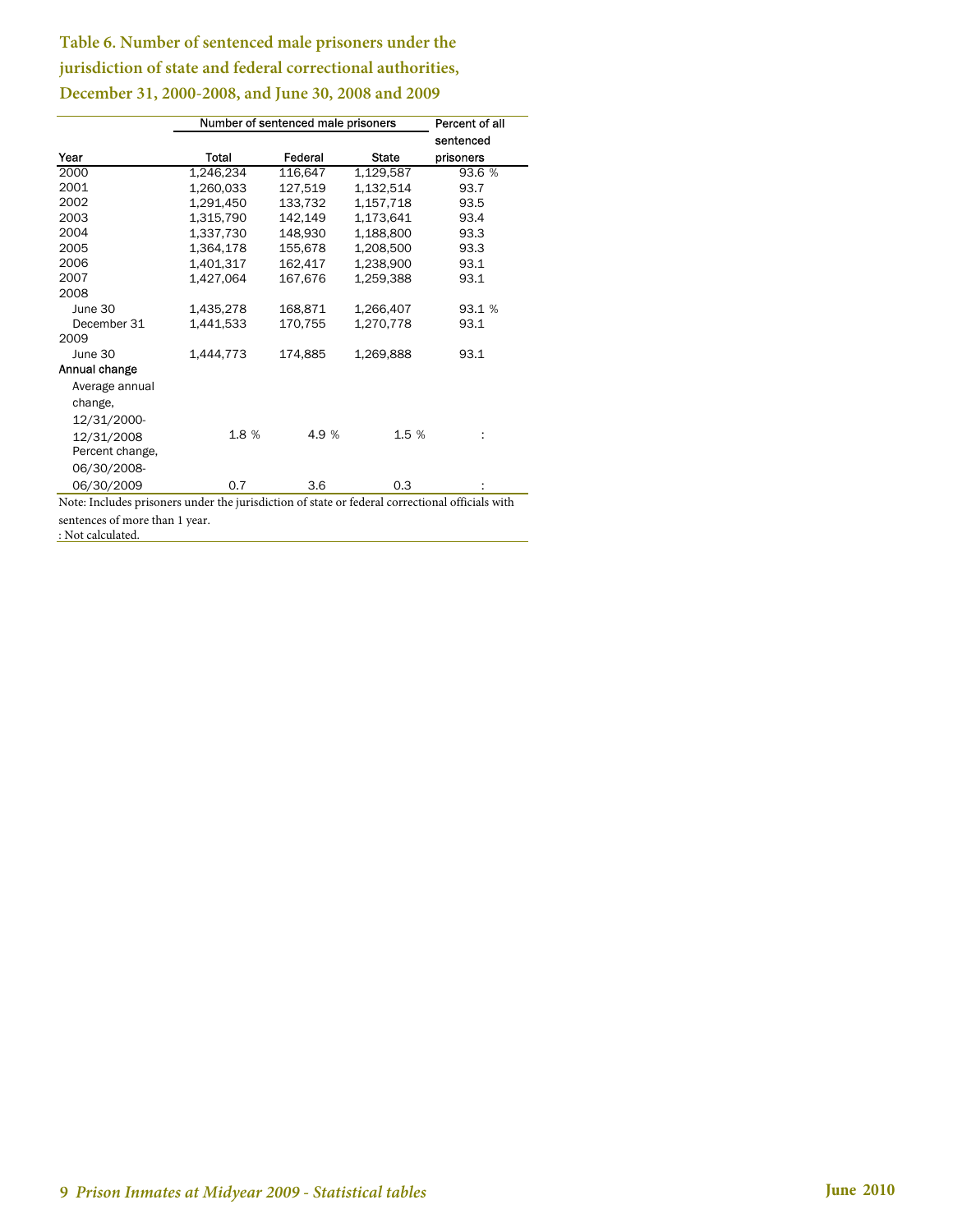### Table 6. Number of sentenced male prisoners under the jurisdiction of state and federal correctional authorities, December 31, 2000-2008, and June 30, 2008 and 2009

| Year | Number of sentenced male prisoners | | | Percent of all sentenced prisoners |
|---|---|---|---|---|
| | Total | Federal | State | |
| 2000 | 1,246,234 | 116,647 | 1,129,587 | 93.6 % |
| 2001 | 1,260,033 | 127,519 | 1,132,514 | 93.7 |
| 2002 | 1,291,450 | 133,732 | 1,157,718 | 93.5 |
| 2003 | 1,315,790 | 142,149 | 1,173,641 | 93.4 |
| 2004 | 1,337,730 | 148,930 | 1,188,800 | 93.3 |
| 2005 | 1,364,178 | 155,678 | 1,208,500 | 93.3 |
| 2006 | 1,401,317 | 162,417 | 1,238,900 | 93.1 |
| 2007 | 1,427,064 | 167,676 | 1,259,388 | 93.1 |
| 2008 | | | | |
| June 30 | 1,435,278 | 168,871 | 1,266,407 | 93.1 % |
| December 31 | 1,441,533 | 170,755 | 1,270,778 | 93.1 |
| 2009 | | | | |
| June 30 | 1,444,773 | 174,885 | 1,269,888 | 93.1 |
| Annual change | | | | |
| Average annual change, 12/31/2000-12/31/2008 | 1.8 % | 4.9 % | 1.5 % | : |
| Percent change, 06/30/2008-06/30/2009 | 0.7 | 3.6 | 0.3 | : |

Note: Includes prisoners under the jurisdiction of state or federal correctional officials with sentences of more than 1 year.
: Not calculated.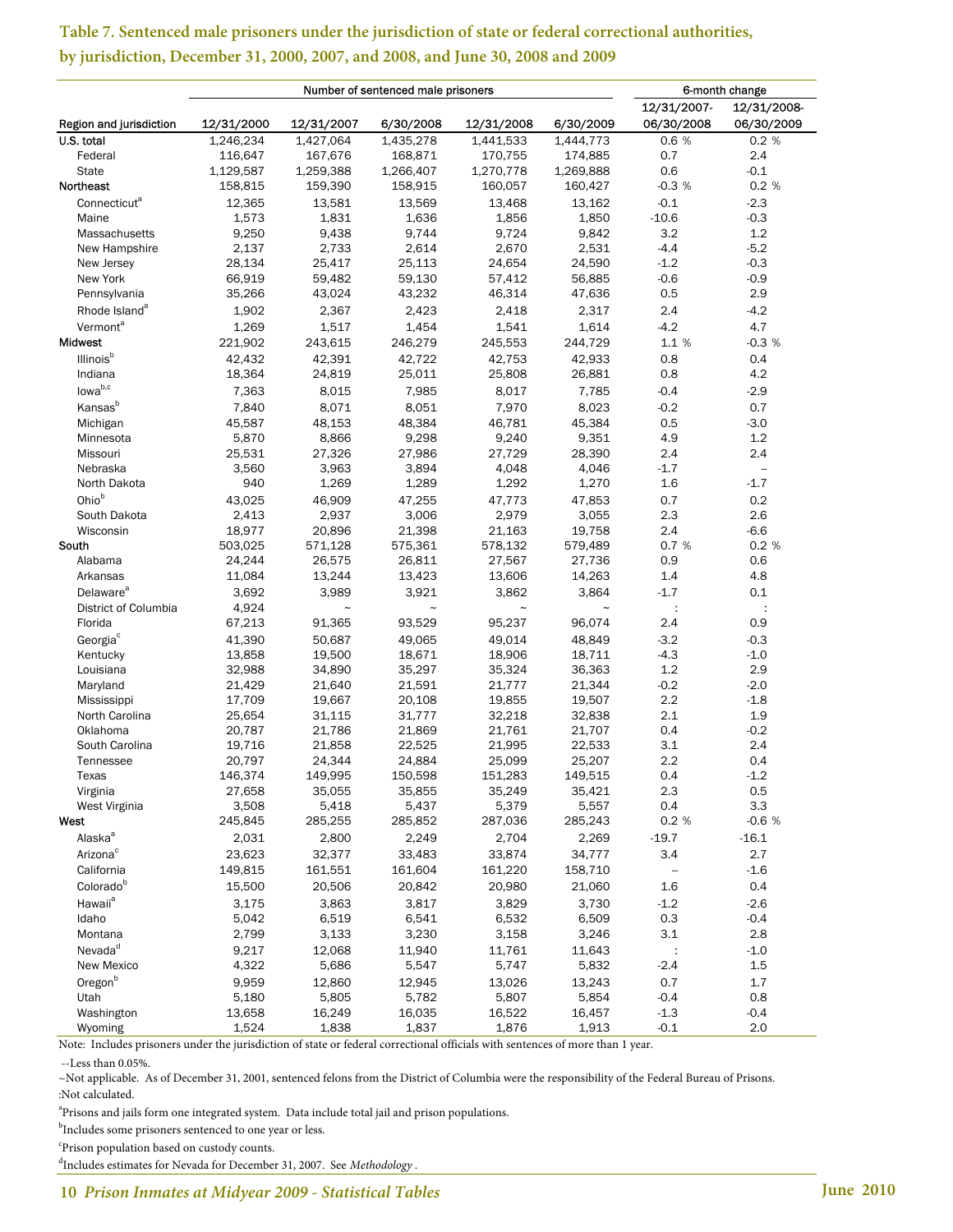## Table 7. Sentenced male prisoners under the jurisdiction of state or federal correctional authorities, by jurisdiction, December 31, 2000, 2007, and 2008, and June 30, 2008 and 2009

| Region and jurisdiction | Number of sentenced male prisoners | | | | | 6-month change | |
|---|---|---|---|---|---|---|---|
| | 12/31/2000 | 12/31/2007 | 6/30/2008 | 12/31/2008 | 6/30/2009 | 12/31/2007-06/30/2008 | 12/31/2008-06/30/2009 |
| U.S. total | 1,246,234 | 1,427,064 | 1,435,278 | 1,441,533 | 1,444,773 | 0.6 % | 0.2 % |
| Federal | 116,647 | 167,676 | 168,871 | 170,755 | 174,885 | 0.7 | 2.4 |
| State | 1,129,587 | 1,259,388 | 1,266,407 | 1,270,778 | 1,269,888 | 0.6 | -0.1 |
| Northeast | 158,815 | 159,390 | 158,915 | 160,057 | 160,427 | -0.3 % | 0.2 % |
| Connecticut[a] | 12,365 | 13,581 | 13,569 | 13,468 | 13,162 | -0.1 | -2.3 |
| Maine | 1,573 | 1,831 | 1,636 | 1,856 | 1,850 | -10.6 | -0.3 |
| Massachusetts | 9,250 | 9,438 | 9,744 | 9,724 | 9,842 | 3.2 | 1.2 |
| New Hampshire | 2,137 | 2,733 | 2,614 | 2,670 | 2,531 | -4.4 | -5.2 |
| New Jersey | 28,134 | 25,417 | 25,113 | 24,654 | 24,590 | -1.2 | -0.3 |
| New York | 66,919 | 59,482 | 59,130 | 57,412 | 56,885 | -0.6 | -0.9 |
| Pennsylvania | 35,266 | 43,024 | 43,232 | 46,314 | 47,636 | 0.5 | 2.9 |
| Rhode Island[a] | 1,902 | 2,367 | 2,423 | 2,418 | 2,317 | 2.4 | -4.2 |
| Vermont[a] | 1,269 | 1,517 | 1,454 | 1,541 | 1,614 | -4.2 | 4.7 |
| Midwest | 221,902 | 243,615 | 246,279 | 245,553 | 244,729 | 1.1 % | -0.3 % |
| Illinois[b] | 42,432 | 42,391 | 42,722 | 42,753 | 42,933 | 0.8 | 0.4 |
| Indiana | 18,364 | 24,819 | 25,011 | 25,808 | 26,881 | 0.8 | 4.2 |
| Iowa[b,c] | 7,363 | 8,015 | 7,985 | 8,017 | 7,785 | -0.4 | -2.9 |
| Kansas[b] | 7,840 | 8,071 | 8,051 | 7,970 | 8,023 | -0.2 | 0.7 |
| Michigan | 45,587 | 48,153 | 48,384 | 46,781 | 45,384 | 0.5 | -3.0 |
| Minnesota | 5,870 | 8,866 | 9,298 | 9,240 | 9,351 | 4.9 | 1.2 |
| Missouri | 25,531 | 27,326 | 27,986 | 27,729 | 28,390 | 2.4 | 2.4 |
| Nebraska | 3,560 | 3,963 | 3,894 | 4,048 | 4,046 | -1.7 | -- |
| North Dakota | 940 | 1,269 | 1,289 | 1,292 | 1,270 | 1.6 | -1.7 |
| Ohio[b] | 43,025 | 46,909 | 47,255 | 47,773 | 47,853 | 0.7 | 0.2 |
| South Dakota | 2,413 | 2,937 | 3,006 | 2,979 | 3,055 | 2.3 | 2.6 |
| Wisconsin | 18,977 | 20,896 | 21,398 | 21,163 | 19,758 | 2.4 | -6.6 |
| South | 503,025 | 571,128 | 575,361 | 578,132 | 579,489 | 0.7 % | 0.2 % |
| Alabama | 24,244 | 26,575 | 26,811 | 27,567 | 27,736 | 0.9 | 0.6 |
| Arkansas | 11,084 | 13,244 | 13,423 | 13,606 | 14,263 | 1.4 | 4.8 |
| Delaware[a] | 3,692 | 3,989 | 3,921 | 3,862 | 3,864 | -1.7 | 0.1 |
| District of Columbia | 4,924 | ~ | ~ | ~ | ~ | : | : |
| Florida | 67,213 | 91,365 | 93,529 | 95,237 | 96,074 | 2.4 | 0.9 |
| Georgia[c] | 41,390 | 50,687 | 49,065 | 49,014 | 48,849 | -3.2 | -0.3 |
| Kentucky | 13,858 | 19,500 | 18,671 | 18,906 | 18,711 | -4.3 | -1.0 |
| Louisiana | 32,988 | 34,890 | 35,297 | 35,324 | 36,363 | 1.2 | 2.9 |
| Maryland | 21,429 | 21,640 | 21,591 | 21,777 | 21,344 | -0.2 | -2.0 |
| Mississippi | 17,709 | 19,667 | 20,108 | 19,855 | 19,507 | 2.2 | -1.8 |
| North Carolina | 25,654 | 31,115 | 31,777 | 32,218 | 32,838 | 2.1 | 1.9 |
| Oklahoma | 20,787 | 21,786 | 21,869 | 21,761 | 21,707 | 0.4 | -0.2 |
| South Carolina | 19,716 | 21,858 | 22,525 | 21,995 | 22,533 | 3.1 | 2.4 |
| Tennessee | 20,797 | 24,344 | 24,884 | 25,099 | 25,207 | 2.2 | 0.4 |
| Texas | 146,374 | 149,995 | 150,598 | 151,283 | 149,515 | 0.4 | -1.2 |
| Virginia | 27,658 | 35,055 | 35,855 | 35,249 | 35,421 | 2.3 | 0.5 |
| West Virginia | 3,508 | 5,418 | 5,437 | 5,379 | 5,557 | 0.4 | 3.3 |
| West | 245,845 | 285,255 | 285,852 | 287,036 | 285,243 | 0.2 % | -0.6 % |
| Alaska[a] | 2,031 | 2,800 | 2,249 | 2,704 | 2,269 | -19.7 | -16.1 |
| Arizona[c] | 23,623 | 32,377 | 33,483 | 33,874 | 34,777 | 3.4 | 2.7 |
| California | 149,815 | 161,551 | 161,604 | 161,220 | 158,710 | -- | -1.6 |
| Colorado[b] | 15,500 | 20,506 | 20,842 | 20,980 | 21,060 | 1.6 | 0.4 |
| Hawaii[a] | 3,175 | 3,863 | 3,817 | 3,829 | 3,730 | -1.2 | -2.6 |
| Idaho | 5,042 | 6,519 | 6,541 | 6,532 | 6,509 | 0.3 | -0.4 |
| Montana | 2,799 | 3,133 | 3,230 | 3,158 | 3,246 | 3.1 | 2.8 |
| Nevada[d] | 9,217 | 12,068 | 11,940 | 11,761 | 11,643 | : | -1.0 |
| New Mexico | 4,322 | 5,686 | 5,547 | 5,747 | 5,832 | -2.4 | 1.5 |
| Oregon[b] | 9,959 | 12,860 | 12,945 | 13,026 | 13,243 | 0.7 | 1.7 |
| Utah | 5,180 | 5,805 | 5,782 | 5,807 | 5,854 | -0.4 | 0.8 |
| Washington | 13,658 | 16,249 | 16,035 | 16,522 | 16,457 | -1.3 | -0.4 |
| Wyoming | 1,524 | 1,838 | 1,837 | 1,876 | 1,913 | -0.1 | 2.0 |

Note: Includes prisoners under the jurisdiction of state or federal correctional officials with sentences of more than 1 year.

--Less than 0.05%.

~Not applicable. As of December 31, 2001, sentenced felons from the District of Columbia were the responsibility of the Federal Bureau of Prisons.

:Not calculated.

[a]Prisons and jails form one integrated system. Data include total jail and prison populations.

[b]Includes some prisoners sentenced to one year or less.

[c]Prison population based on custody counts.

[d]Includes estimates for Nevada for December 31, 2007. See *Methodology*.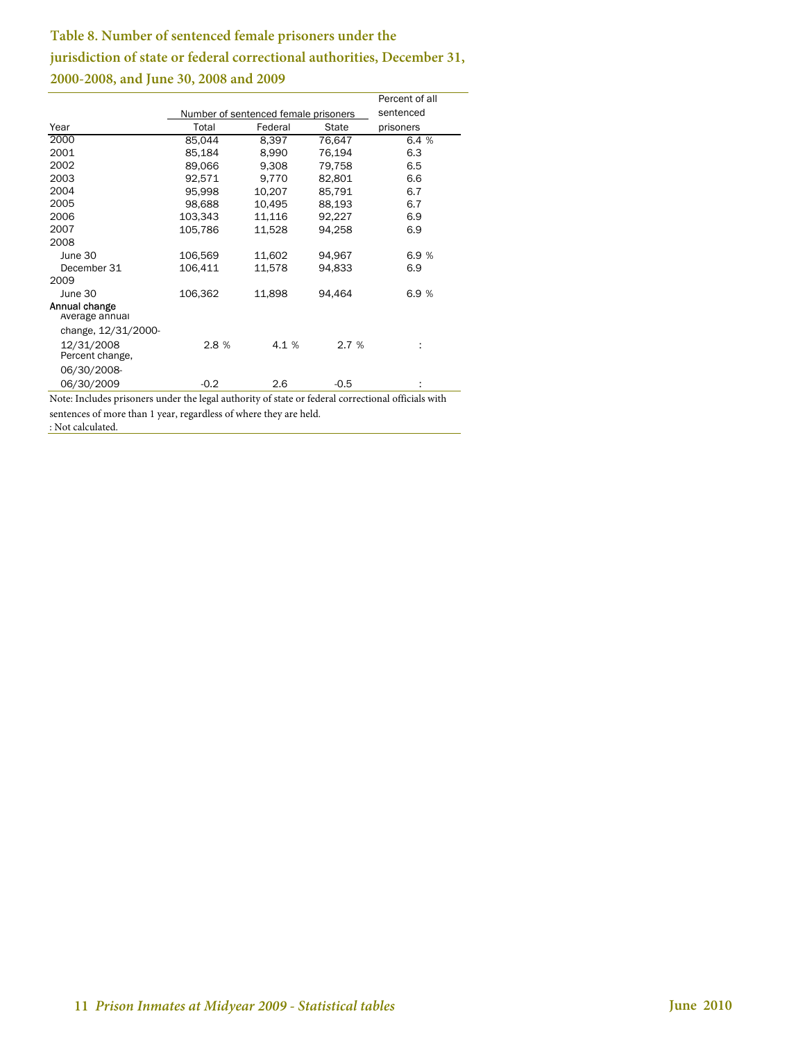### Table 8. Number of sentenced female prisoners under the jurisdiction of state or federal correctional authorities, December 31, 2000-2008, and June 30, 2008 and 2009

| Year | Number of sentenced female prisoners | | | Percent of all sentenced prisoners |
|---|---|---|---|---|
| | Total | Federal | State | |
| 2000 | 85,044 | 8,397 | 76,647 | 6.4 % |
| 2001 | 85,184 | 8,990 | 76,194 | 6.3 |
| 2002 | 89,066 | 9,308 | 79,758 | 6.5 |
| 2003 | 92,571 | 9,770 | 82,801 | 6.6 |
| 2004 | 95,998 | 10,207 | 85,791 | 6.7 |
| 2005 | 98,688 | 10,495 | 88,193 | 6.7 |
| 2006 | 103,343 | 11,116 | 92,227 | 6.9 |
| 2007 | 105,786 | 11,528 | 94,258 | 6.9 |
| 2008 | | | | |
| June 30 | 106,569 | 11,602 | 94,967 | 6.9 % |
| December 31 | 106,411 | 11,578 | 94,833 | 6.9 |
| 2009 | | | | |
| June 30 | 106,362 | 11,898 | 94,464 | 6.9 % |
| Annual change | | | | |
| Average annual change, 12/31/2000-12/31/2008 | 2.8 % | 4.1 % | 2.7 % | : |
| Percent change, 06/30/2008-06/30/2009 | -0.2 | 2.6 | -0.5 | : |

Note: Includes prisoners under the legal authority of state or federal correctional officials with sentences of more than 1 year, regardless of where they are held.
: Not calculated.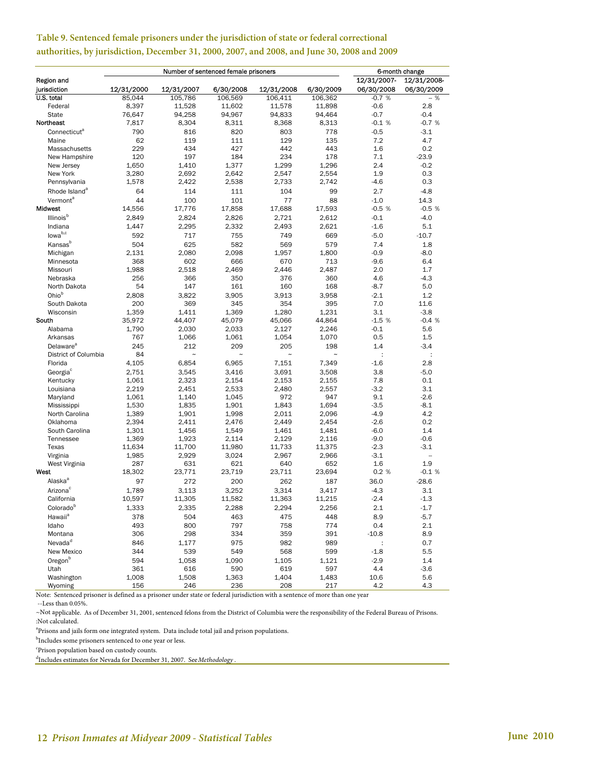**Table 9. Sentenced female prisoners under the jurisdiction of state or federal correctional authorities, by jurisdiction, December 31, 2000, 2007, and 2008, and June 30, 2008 and 2009**

| Region and jurisdiction | Number of sentenced female prisoners | | | | | 6-month change | |
|---|---|---|---|---|---|---|---|
| | 12/31/2000 | 12/31/2007 | 6/30/2008 | 12/31/2008 | 6/30/2009 | 12/31/2007-06/30/2008 | 12/31/2008-06/30/2009 |
| U.S. total | 85,044 | 105,786 | 106,569 | 106,411 | 106,362 | -0.7 % | -- % |
| Federal | 8,397 | 11,528 | 11,602 | 11,578 | 11,898 | -0.6 | 2.8 |
| State | 76,647 | 94,258 | 94,967 | 94,833 | 94,464 | -0.7 | -0.4 |
| Northeast | 7,817 | 8,304 | 8,311 | 8,368 | 8,313 | -0.1 % | -0.7 % |
| Connecticut[a] | 790 | 816 | 820 | 803 | 778 | -0.5 | -3.1 |
| Maine | 62 | 119 | 111 | 129 | 135 | 7.2 | 4.7 |
| Massachusetts | 229 | 434 | 427 | 442 | 443 | 1.6 | 0.2 |
| New Hampshire | 120 | 197 | 184 | 234 | 178 | 7.1 | -23.9 |
| New Jersey | 1,650 | 1,410 | 1,377 | 1,299 | 1,296 | 2.4 | -0.2 |
| New York | 3,280 | 2,692 | 2,642 | 2,547 | 2,554 | 1.9 | 0.3 |
| Pennsylvania | 1,578 | 2,422 | 2,538 | 2,733 | 2,742 | -4.6 | 0.3 |
| Rhode Island[a] | 64 | 114 | 111 | 104 | 99 | 2.7 | -4.8 |
| Vermont[a] | 44 | 100 | 101 | 77 | 88 | -1.0 | 14.3 |
| Midwest | 14,556 | 17,776 | 17,858 | 17,688 | 17,593 | -0.5 % | -0.5 % |
| Illinois[b] | 2,849 | 2,824 | 2,826 | 2,721 | 2,612 | -0.1 | -4.0 |
| Indiana | 1,447 | 2,295 | 2,332 | 2,493 | 2,621 | -1.6 | 5.1 |
| Iowa[b,c] | 592 | 717 | 755 | 749 | 669 | -5.0 | -10.7 |
| Kansas[b] | 504 | 625 | 582 | 569 | 579 | 7.4 | 1.8 |
| Michigan | 2,131 | 2,080 | 2,098 | 1,957 | 1,800 | -0.9 | -8.0 |
| Minnesota | 368 | 602 | 666 | 670 | 713 | -9.6 | 6.4 |
| Missouri | 1,988 | 2,518 | 2,469 | 2,446 | 2,487 | 2.0 | 1.7 |
| Nebraska | 256 | 366 | 350 | 376 | 360 | 4.6 | -4.3 |
| North Dakota | 54 | 147 | 161 | 160 | 168 | -8.7 | 5.0 |
| Ohio[b] | 2,808 | 3,822 | 3,905 | 3,913 | 3,958 | -2.1 | 1.2 |
| South Dakota | 200 | 369 | 345 | 354 | 395 | 7.0 | 11.6 |
| Wisconsin | 1,359 | 1,411 | 1,369 | 1,280 | 1,231 | 3.1 | -3.8 |
| South | 35,972 | 44,407 | 45,079 | 45,066 | 44,864 | -1.5 % | -0.4 % |
| Alabama | 1,790 | 2,030 | 2,033 | 2,127 | 2,246 | -0.1 | 5.6 |
| Arkansas | 767 | 1,066 | 1,061 | 1,054 | 1,070 | 0.5 | 1.5 |
| Delaware[a] | 245 | 212 | 209 | 205 | 198 | 1.4 | -3.4 |
| District of Columbia | 84 | ~ | ~ | ~ | ~ | : | : |
| Florida | 4,105 | 6,854 | 6,965 | 7,151 | 7,349 | -1.6 | 2.8 |
| Georgia[c] | 2,751 | 3,545 | 3,416 | 3,691 | 3,508 | 3.8 | -5.0 |
| Kentucky | 1,061 | 2,323 | 2,154 | 2,153 | 2,155 | 7.8 | 0.1 |
| Louisiana | 2,219 | 2,451 | 2,533 | 2,480 | 2,557 | -3.2 | 3.1 |
| Maryland | 1,061 | 1,140 | 1,045 | 972 | 947 | 9.1 | -2.6 |
| Mississippi | 1,530 | 1,835 | 1,901 | 1,843 | 1,694 | -3.5 | -8.1 |
| North Carolina | 1,389 | 1,901 | 1,998 | 2,011 | 2,096 | -4.9 | 4.2 |
| Oklahoma | 2,394 | 2,411 | 2,476 | 2,449 | 2,454 | -2.6 | 0.2 |
| South Carolina | 1,301 | 1,456 | 1,549 | 1,461 | 1,481 | -6.0 | 1.4 |
| Tennessee | 1,369 | 1,923 | 2,114 | 2,129 | 2,116 | -9.0 | -0.6 |
| Texas | 11,634 | 11,700 | 11,980 | 11,733 | 11,375 | -2.3 | -3.1 |
| Virginia | 1,985 | 2,929 | 3,024 | 2,967 | 2,966 | -3.1 | -- |
| West Virginia | 287 | 631 | 621 | 640 | 652 | 1.6 | 1.9 |
| West | 18,302 | 23,771 | 23,719 | 23,711 | 23,694 | 0.2 % | -0.1 % |
| Alaska[a] | 97 | 272 | 200 | 262 | 187 | 36.0 | -28.6 |
| Arizona[c] | 1,789 | 3,113 | 3,252 | 3,314 | 3,417 | -4.3 | 3.1 |
| California | 10,597 | 11,305 | 11,582 | 11,363 | 11,215 | -2.4 | -1.3 |
| Colorado[b] | 1,333 | 2,335 | 2,288 | 2,294 | 2,256 | 2.1 | -1.7 |
| Hawaii[a] | 378 | 504 | 463 | 475 | 448 | 8.9 | -5.7 |
| Idaho | 493 | 800 | 797 | 758 | 774 | 0.4 | 2.1 |
| Montana | 306 | 298 | 334 | 359 | 391 | -10.8 | 8.9 |
| Nevada[d] | 846 | 1,177 | 975 | 982 | 989 | : | 0.7 |
| New Mexico | 344 | 539 | 549 | 568 | 599 | -1.8 | 5.5 |
| Oregon[b] | 594 | 1,058 | 1,090 | 1,105 | 1,121 | -2.9 | 1.4 |
| Utah | 361 | 616 | 590 | 619 | 597 | 4.4 | -3.6 |
| Washington | 1,008 | 1,508 | 1,363 | 1,404 | 1,483 | 10.6 | 5.6 |
| Wyoming | 156 | 246 | 236 | 208 | 217 | 4.2 | 4.3 |

Note: Sentenced prisoner is defined as a prisoner under state or federal jurisdiction with a sentence of more than one year

--Less than 0.05%.

~Not applicable. As of December 31, 2001, sentenced felons from the District of Columbia were the responsibility of the Federal Bureau of Prisons.

:Not calculated.

[a]Prisons and jails form one integrated system. Data include total jail and prison populations.

[b]Includes some prisoners sentenced to one year or less.

[c]Prison population based on custody counts.

[d]Includes estimates for Nevada for December 31, 2007. See *Methodology*.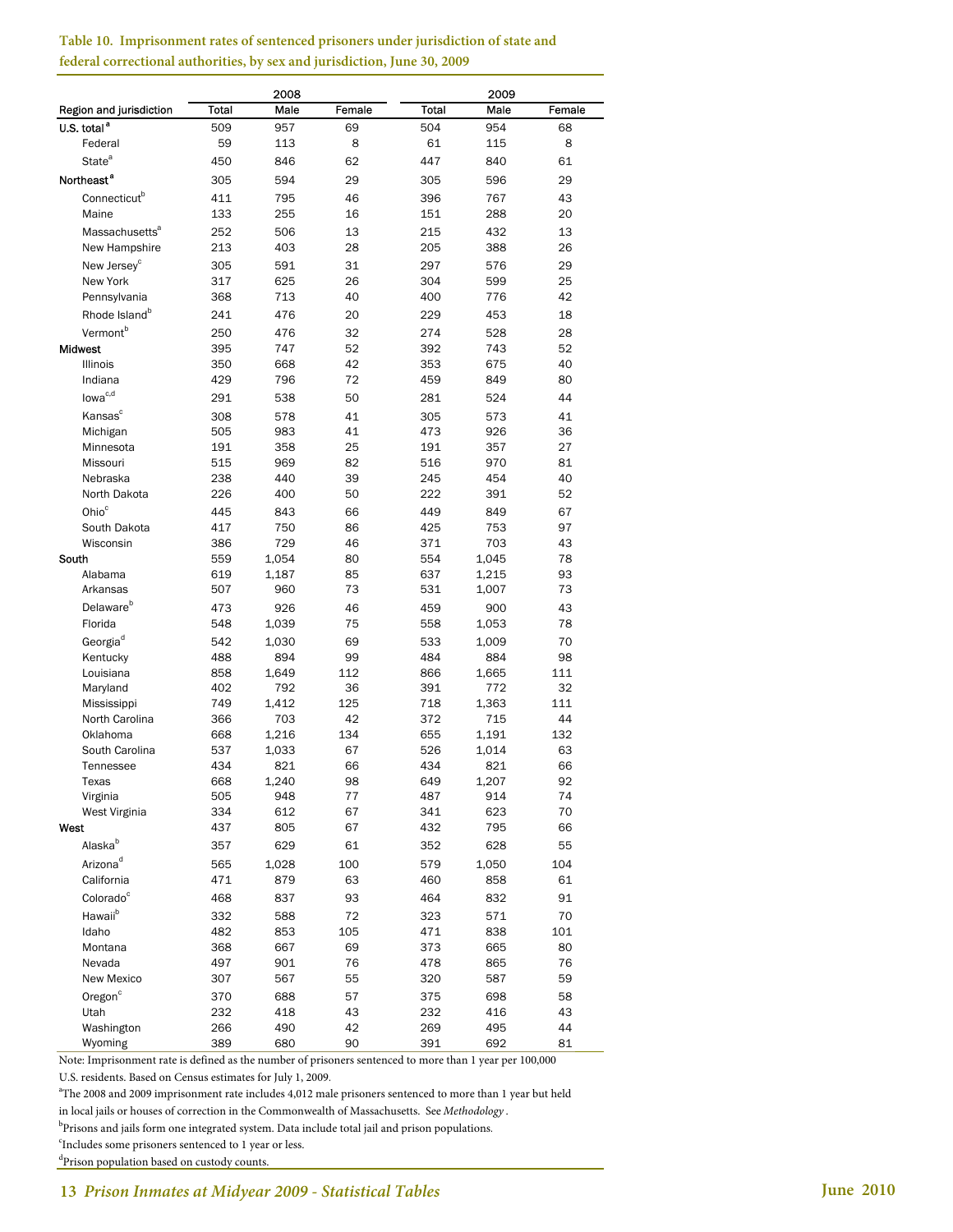**Table 10. Imprisonment rates of sentenced prisoners under jurisdiction of state and federal correctional authorities, by sex and jurisdiction, June 30, 2009**

| Region and jurisdiction | 2008 | | | 2009 | | |
|---|---|---|---|---|---|---|
| | Total | Male | Female | Total | Male | Female |
| U.S. total[a] | 509 | 957 | 69 | 504 | 954 | 68 |
| Federal | 59 | 113 | 8 | 61 | 115 | 8 |
| State[a] | 450 | 846 | 62 | 447 | 840 | 61 |
| Northeast[a] | 305 | 594 | 29 | 305 | 596 | 29 |
| Connecticut[b] | 411 | 795 | 46 | 396 | 767 | 43 |
| Maine | 133 | 255 | 16 | 151 | 288 | 20 |
| Massachusetts[a] | 252 | 506 | 13 | 215 | 432 | 13 |
| New Hampshire | 213 | 403 | 28 | 205 | 388 | 26 |
| New Jersey[c] | 305 | 591 | 31 | 297 | 576 | 29 |
| New York | 317 | 625 | 26 | 304 | 599 | 25 |
| Pennsylvania | 368 | 713 | 40 | 400 | 776 | 42 |
| Rhode Island[b] | 241 | 476 | 20 | 229 | 453 | 18 |
| Vermont[b] | 250 | 476 | 32 | 274 | 528 | 28 |
| Midwest | 395 | 747 | 52 | 392 | 743 | 52 |
| Illinois | 350 | 668 | 42 | 353 | 675 | 40 |
| Indiana | 429 | 796 | 72 | 459 | 849 | 80 |
| Iowa[c,d] | 291 | 538 | 50 | 281 | 524 | 44 |
| Kansas[c] | 308 | 578 | 41 | 305 | 573 | 41 |
| Michigan | 505 | 983 | 41 | 473 | 926 | 36 |
| Minnesota | 191 | 358 | 25 | 191 | 357 | 27 |
| Missouri | 515 | 969 | 82 | 516 | 970 | 81 |
| Nebraska | 238 | 440 | 39 | 245 | 454 | 40 |
| North Dakota | 226 | 400 | 50 | 222 | 391 | 52 |
| Ohio[c] | 445 | 843 | 66 | 449 | 849 | 67 |
| South Dakota | 417 | 750 | 86 | 425 | 753 | 97 |
| Wisconsin | 386 | 729 | 46 | 371 | 703 | 43 |
| South | 559 | 1,054 | 80 | 554 | 1,045 | 78 |
| Alabama | 619 | 1,187 | 85 | 637 | 1,215 | 93 |
| Arkansas | 507 | 960 | 73 | 531 | 1,007 | 73 |
| Delaware[b] | 473 | 926 | 46 | 459 | 900 | 43 |
| Florida | 548 | 1,039 | 75 | 558 | 1,053 | 78 |
| Georgia[d] | 542 | 1,030 | 69 | 533 | 1,009 | 70 |
| Kentucky | 488 | 894 | 99 | 484 | 884 | 98 |
| Louisiana | 858 | 1,649 | 112 | 866 | 1,665 | 111 |
| Maryland | 402 | 792 | 36 | 391 | 772 | 32 |
| Mississippi | 749 | 1,412 | 125 | 718 | 1,363 | 111 |
| North Carolina | 366 | 703 | 42 | 372 | 715 | 44 |
| Oklahoma | 668 | 1,216 | 134 | 655 | 1,191 | 132 |
| South Carolina | 537 | 1,033 | 67 | 526 | 1,014 | 63 |
| Tennessee | 434 | 821 | 66 | 434 | 821 | 66 |
| Texas | 668 | 1,240 | 98 | 649 | 1,207 | 92 |
| Virginia | 505 | 948 | 77 | 487 | 914 | 74 |
| West Virginia | 334 | 612 | 67 | 341 | 623 | 70 |
| West | 437 | 805 | 67 | 432 | 795 | 66 |
| Alaska[b] | 357 | 629 | 61 | 352 | 628 | 55 |
| Arizona[d] | 565 | 1,028 | 100 | 579 | 1,050 | 104 |
| California | 471 | 879 | 63 | 460 | 858 | 61 |
| Colorado[c] | 468 | 837 | 93 | 464 | 832 | 91 |
| Hawaii[b] | 332 | 588 | 72 | 323 | 571 | 70 |
| Idaho | 482 | 853 | 105 | 471 | 838 | 101 |
| Montana | 368 | 667 | 69 | 373 | 665 | 80 |
| Nevada | 497 | 901 | 76 | 478 | 865 | 76 |
| New Mexico | 307 | 567 | 55 | 320 | 587 | 59 |
| Oregon[c] | 370 | 688 | 57 | 375 | 698 | 58 |
| Utah | 232 | 418 | 43 | 232 | 416 | 43 |
| Washington | 266 | 490 | 42 | 269 | 495 | 44 |
| Wyoming | 389 | 680 | 90 | 391 | 692 | 81 |

Note: Imprisonment rate is defined as the number of prisoners sentenced to more than 1 year per 100,000 U.S. residents. Based on Census estimates for July 1, 2009.

[a]The 2008 and 2009 imprisonment rate includes 4,012 male prisoners sentenced to more than 1 year but held in local jails or houses of correction in the Commonwealth of Massachusetts. See *Methodology*.

[b]Prisons and jails form one integrated system. Data include total jail and prison populations.

[c]Includes some prisoners sentenced to 1 year or less.

[d]Prison population based on custody counts.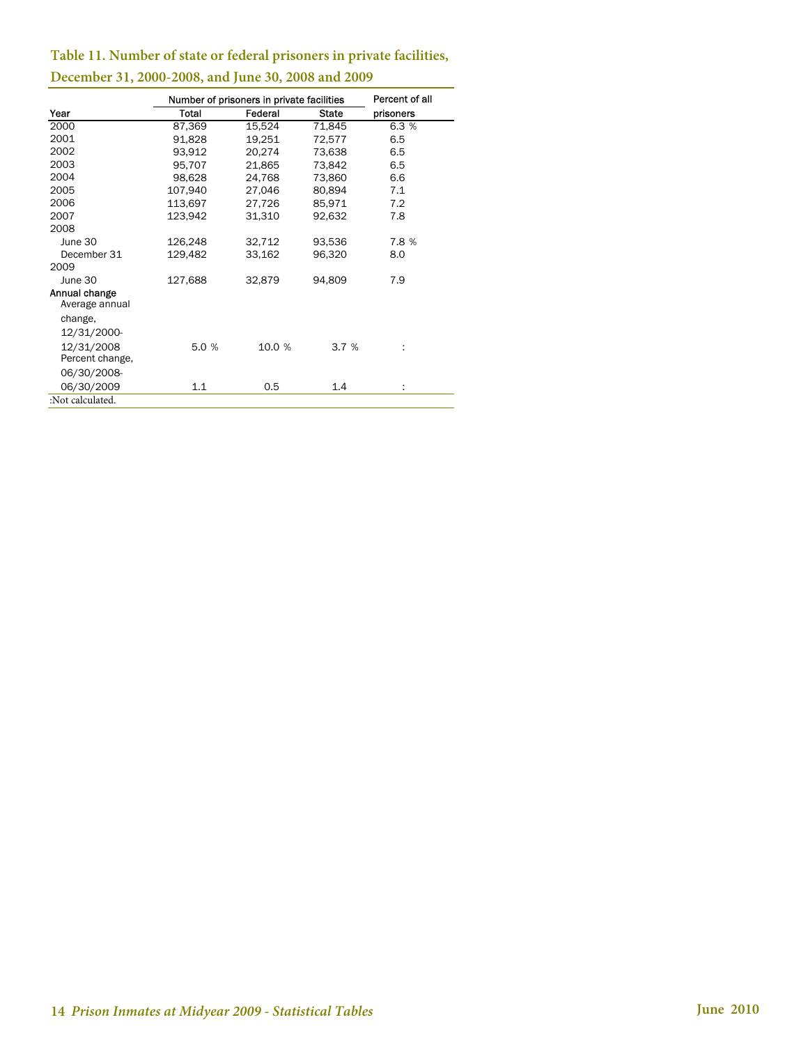**Table 11. Number of state or federal prisoners in private facilities, December 31, 2000-2008, and June 30, 2008 and 2009**

| Year | Number of prisoners in private facilities | | | Percent of all |
|---|---|---|---|---|
| | Total | Federal | State | prisoners |
| 2000 | 87,369 | 15,524 | 71,845 | 6.3 % |
| 2001 | 91,828 | 19,251 | 72,577 | 6.5 |
| 2002 | 93,912 | 20,274 | 73,638 | 6.5 |
| 2003 | 95,707 | 21,865 | 73,842 | 6.5 |
| 2004 | 98,628 | 24,768 | 73,860 | 6.6 |
| 2005 | 107,940 | 27,046 | 80,894 | 7.1 |
| 2006 | 113,697 | 27,726 | 85,971 | 7.2 |
| 2007 | 123,942 | 31,310 | 92,632 | 7.8 |
| 2008 | | | | |
| June 30 | 126,248 | 32,712 | 93,536 | 7.8 % |
| December 31 | 129,482 | 33,162 | 96,320 | 8.0 |
| 2009 | | | | |
| June 30 | 127,688 | 32,879 | 94,809 | 7.9 |
| Annual change | | | | |
| Average annual change, 12/31/2000-12/31/2008 | 5.0 % | 10.0 % | 3.7 % | : |
| Percent change, 06/30/2008-06/30/2009 | 1.1 | 0.5 | 1.4 | : |

:Not calculated.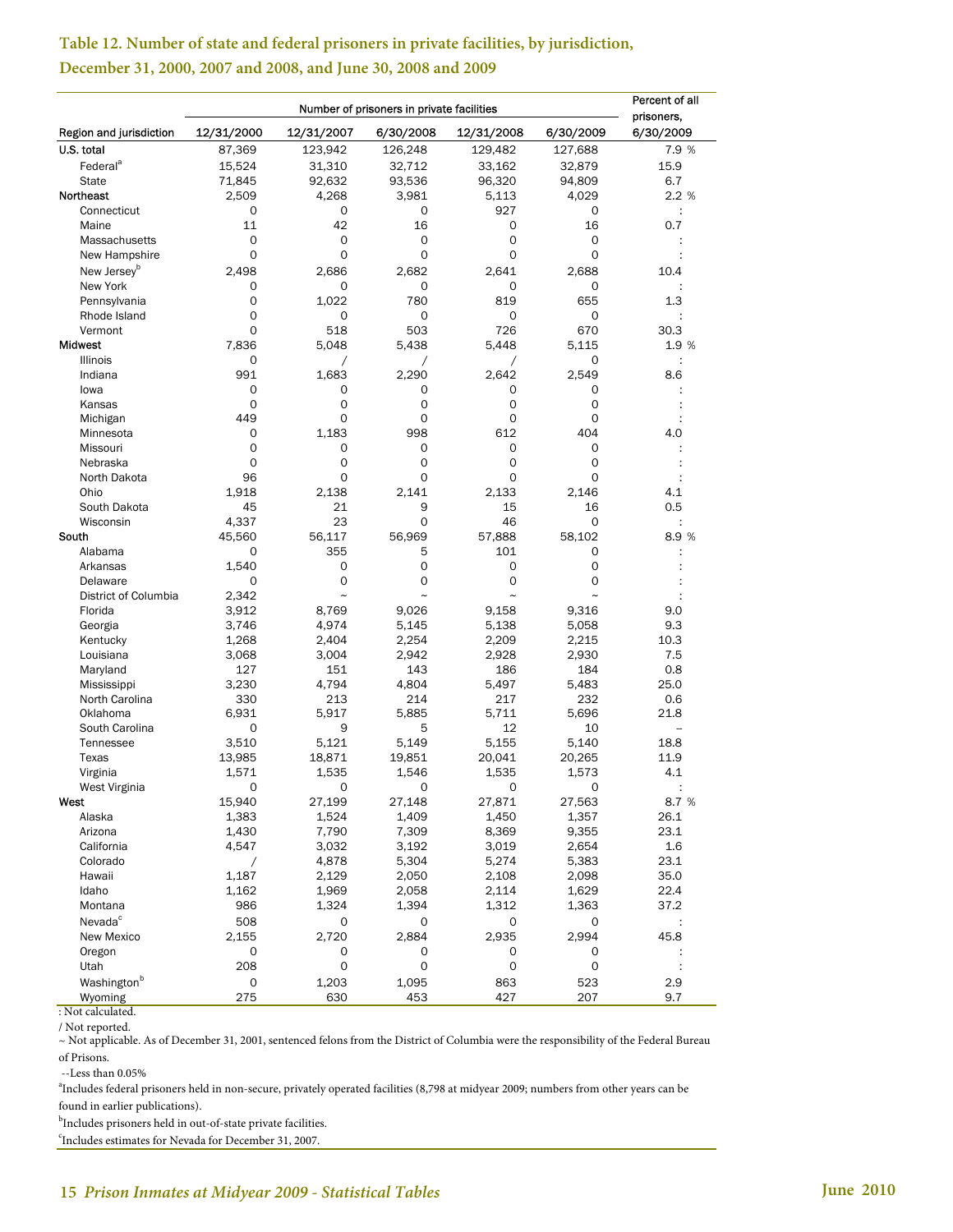**Table 12. Number of state and federal prisoners in private facilities, by jurisdiction, December 31, 2000, 2007 and 2008, and June 30, 2008 and 2009**

| Region and jurisdiction | Number of prisoners in private facilities | | | | | Percent of all prisoners, 6/30/2009 |
|---|---|---|---|---|---|---|
| | 12/31/2000 | 12/31/2007 | 6/30/2008 | 12/31/2008 | 6/30/2009 | |
| U.S. total | 87,369 | 123,942 | 126,248 | 129,482 | 127,688 | 7.9 % |
| Federal[a] | 15,524 | 31,310 | 32,712 | 33,162 | 32,879 | 15.9 |
| State | 71,845 | 92,632 | 93,536 | 96,320 | 94,809 | 6.7 |
| Northeast | 2,509 | 4,268 | 3,981 | 5,113 | 4,029 | 2.2 % |
| Connecticut | 0 | 0 | 0 | 927 | 0 | : |
| Maine | 11 | 42 | 16 | 0 | 16 | 0.7 |
| Massachusetts | 0 | 0 | 0 | 0 | 0 | : |
| New Hampshire | 0 | 0 | 0 | 0 | 0 | : |
| New Jersey[b] | 2,498 | 2,686 | 2,682 | 2,641 | 2,688 | 10.4 |
| New York | 0 | 0 | 0 | 0 | 0 | : |
| Pennsylvania | 0 | 1,022 | 780 | 819 | 655 | 1.3 |
| Rhode Island | 0 | 0 | 0 | 0 | 0 | : |
| Vermont | 0 | 518 | 503 | 726 | 670 | 30.3 |
| Midwest | 7,836 | 5,048 | 5,438 | 5,448 | 5,115 | 1.9 % |
| Illinois | 0 | / | / | / | 0 | : |
| Indiana | 991 | 1,683 | 2,290 | 2,642 | 2,549 | 8.6 |
| Iowa | 0 | 0 | 0 | 0 | 0 | : |
| Kansas | 0 | 0 | 0 | 0 | 0 | : |
| Michigan | 449 | 0 | 0 | 0 | 0 | : |
| Minnesota | 0 | 1,183 | 998 | 612 | 404 | 4.0 |
| Missouri | 0 | 0 | 0 | 0 | 0 | : |
| Nebraska | 0 | 0 | 0 | 0 | 0 | : |
| North Dakota | 96 | 0 | 0 | 0 | 0 | : |
| Ohio | 1,918 | 2,138 | 2,141 | 2,133 | 2,146 | 4.1 |
| South Dakota | 45 | 21 | 9 | 15 | 16 | 0.5 |
| Wisconsin | 4,337 | 23 | 0 | 46 | 0 | : |
| South | 45,560 | 56,117 | 56,969 | 57,888 | 58,102 | 8.9 % |
| Alabama | 0 | 355 | 5 | 101 | 0 | : |
| Arkansas | 1,540 | 0 | 0 | 0 | 0 | : |
| Delaware | 0 | 0 | 0 | 0 | 0 | : |
| District of Columbia | 2,342 | ~ | ~ | ~ | ~ | : |
| Florida | 3,912 | 8,769 | 9,026 | 9,158 | 9,316 | 9.0 |
| Georgia | 3,746 | 4,974 | 5,145 | 5,138 | 5,058 | 9.3 |
| Kentucky | 1,268 | 2,404 | 2,254 | 2,209 | 2,215 | 10.3 |
| Louisiana | 3,068 | 3,004 | 2,942 | 2,928 | 2,930 | 7.5 |
| Maryland | 127 | 151 | 143 | 186 | 184 | 0.8 |
| Mississippi | 3,230 | 4,794 | 4,804 | 5,497 | 5,483 | 25.0 |
| North Carolina | 330 | 213 | 214 | 217 | 232 | 0.6 |
| Oklahoma | 6,931 | 5,917 | 5,885 | 5,711 | 5,696 | 21.8 |
| South Carolina | 0 | 9 | 5 | 12 | 10 | -- |
| Tennessee | 3,510 | 5,121 | 5,149 | 5,155 | 5,140 | 18.8 |
| Texas | 13,985 | 18,871 | 19,851 | 20,041 | 20,265 | 11.9 |
| Virginia | 1,571 | 1,535 | 1,546 | 1,535 | 1,573 | 4.1 |
| West Virginia | 0 | 0 | 0 | 0 | 0 | : |
| West | 15,940 | 27,199 | 27,148 | 27,871 | 27,563 | 8.7 % |
| Alaska | 1,383 | 1,524 | 1,409 | 1,450 | 1,357 | 26.1 |
| Arizona | 1,430 | 7,790 | 7,309 | 8,369 | 9,355 | 23.1 |
| California | 4,547 | 3,032 | 3,192 | 3,019 | 2,654 | 1.6 |
| Colorado | / | 4,878 | 5,304 | 5,274 | 5,383 | 23.1 |
| Hawaii | 1,187 | 2,129 | 2,050 | 2,108 | 2,098 | 35.0 |
| Idaho | 1,162 | 1,969 | 2,058 | 2,114 | 1,629 | 22.4 |
| Montana | 986 | 1,324 | 1,394 | 1,312 | 1,363 | 37.2 |
| Nevada[c] | 508 | 0 | 0 | 0 | 0 | : |
| New Mexico | 2,155 | 2,720 | 2,884 | 2,935 | 2,994 | 45.8 |
| Oregon | 0 | 0 | 0 | 0 | 0 | : |
| Utah | 208 | 0 | 0 | 0 | 0 | : |
| Washington[b] | 0 | 1,203 | 1,095 | 863 | 523 | 2.9 |
| Wyoming | 275 | 630 | 453 | 427 | 207 | 9.7 |

: Not calculated.

/ Not reported.

~ Not applicable. As of December 31, 2001, sentenced felons from the District of Columbia were the responsibility of the Federal Bureau of Prisons.

--Less than 0.05%

[a]Includes federal prisoners held in non-secure, privately operated facilities (8,798 at midyear 2009; numbers from other years can be found in earlier publications).

[b]Includes prisoners held in out-of-state private facilities.

[c]Includes estimates for Nevada for December 31, 2007.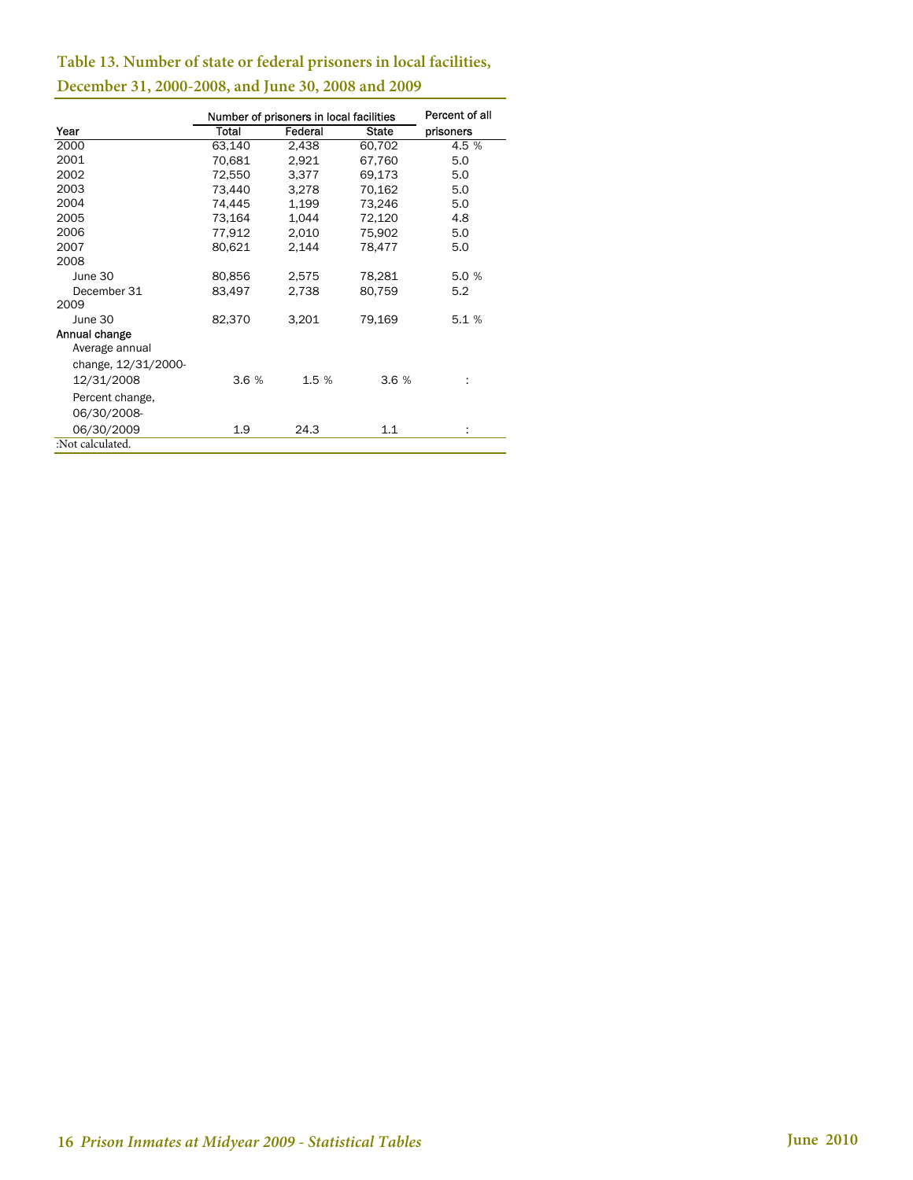**Table 13. Number of state or federal prisoners in local facilities, December 31, 2000-2008, and June 30, 2008 and 2009**

| Year | Number of prisoners in local facilities | | | Percent of all prisoners |
|---|---|---|---|---|
| | Total | Federal | State | |
| 2000 | 63,140 | 2,438 | 60,702 | 4.5 % |
| 2001 | 70,681 | 2,921 | 67,760 | 5.0 |
| 2002 | 72,550 | 3,377 | 69,173 | 5.0 |
| 2003 | 73,440 | 3,278 | 70,162 | 5.0 |
| 2004 | 74,445 | 1,199 | 73,246 | 5.0 |
| 2005 | 73,164 | 1,044 | 72,120 | 4.8 |
| 2006 | 77,912 | 2,010 | 75,902 | 5.0 |
| 2007 | 80,621 | 2,144 | 78,477 | 5.0 |
| 2008 | | | | |
| June 30 | 80,856 | 2,575 | 78,281 | 5.0 % |
| December 31 | 83,497 | 2,738 | 80,759 | 5.2 |
| 2009 | | | | |
| June 30 | 82,370 | 3,201 | 79,169 | 5.1 % |
| Annual change | | | | |
| Average annual change, 12/31/2000-12/31/2008 | 3.6 % | 1.5 % | 3.6 % | : |
| Percent change, 06/30/2008-06/30/2009 | 1.9 | 24.3 | 1.1 | : |

:Not calculated.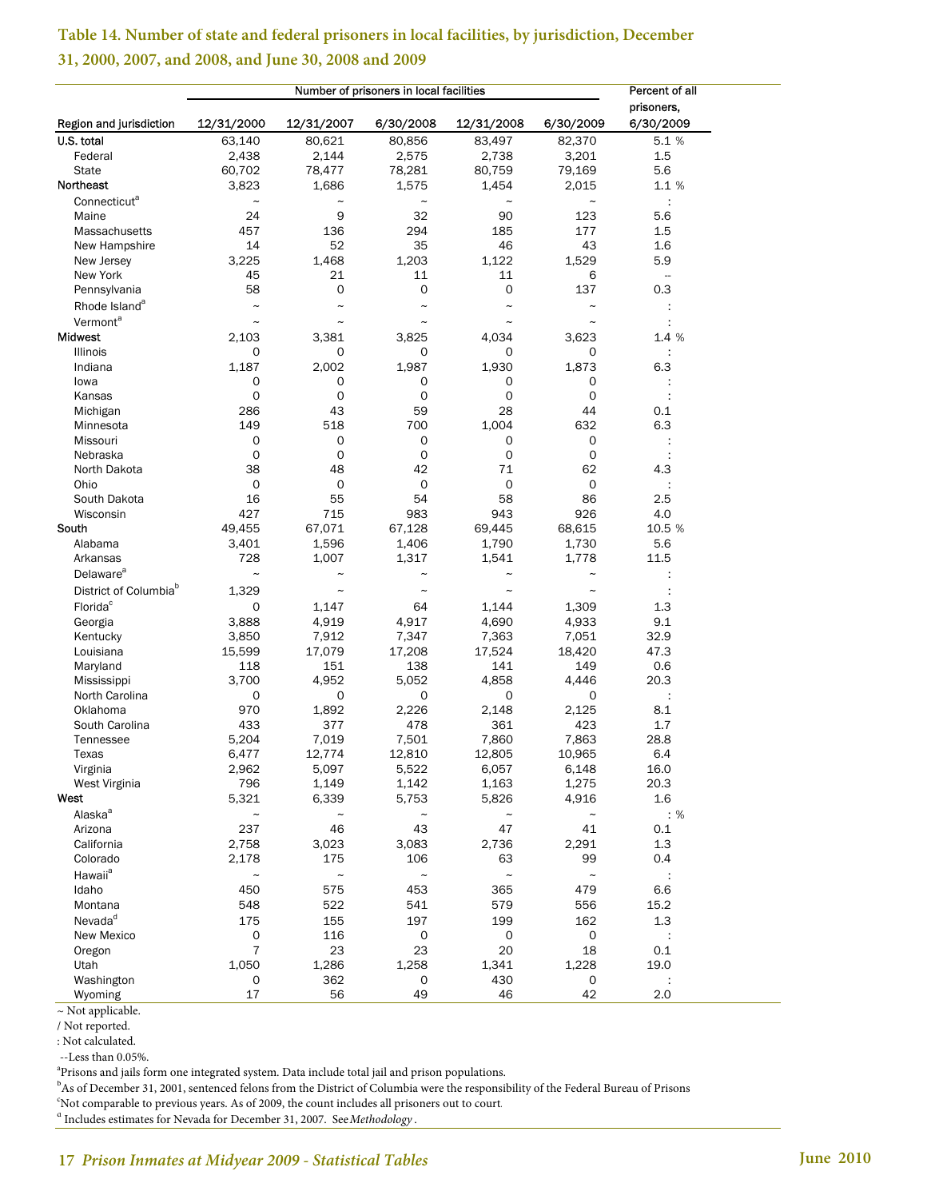## Table 14. Number of state and federal prisoners in local facilities, by jurisdiction, December 31, 2000, 2007, and 2008, and June 30, 2008 and 2009

| | Number of prisoners in local facilities | | | | | Percent of all prisoners, |
|---|---|---|---|---|---|---|
| Region and jurisdiction | 12/31/2000 | 12/31/2007 | 6/30/2008 | 12/31/2008 | 6/30/2009 | 6/30/2009 |
| U.S. total | 63,140 | 80,621 | 80,856 | 83,497 | 82,370 | 5.1 % |
| Federal | 2,438 | 2,144 | 2,575 | 2,738 | 3,201 | 1.5 |
| State | 60,702 | 78,477 | 78,281 | 80,759 | 79,169 | 5.6 |
| Northeast | 3,823 | 1,686 | 1,575 | 1,454 | 2,015 | 1.1 % |
| Connecticut[a] | ~ | ~ | ~ | ~ | ~ | : |
| Maine | 24 | 9 | 32 | 90 | 123 | 5.6 |
| Massachusetts | 457 | 136 | 294 | 185 | 177 | 1.5 |
| New Hampshire | 14 | 52 | 35 | 46 | 43 | 1.6 |
| New Jersey | 3,225 | 1,468 | 1,203 | 1,122 | 1,529 | 5.9 |
| New York | 45 | 21 | 11 | 11 | 6 | -- |
| Pennsylvania | 58 | 0 | 0 | 0 | 137 | 0.3 |
| Rhode Island[a] | ~ | ~ | ~ | ~ | ~ | : |
| Vermont[a] | ~ | ~ | ~ | ~ | ~ | : |
| Midwest | 2,103 | 3,381 | 3,825 | 4,034 | 3,623 | 1.4 % |
| Illinois | 0 | 0 | 0 | 0 | 0 | : |
| Indiana | 1,187 | 2,002 | 1,987 | 1,930 | 1,873 | 6.3 |
| Iowa | 0 | 0 | 0 | 0 | 0 | : |
| Kansas | 0 | 0 | 0 | 0 | 0 | : |
| Michigan | 286 | 43 | 59 | 28 | 44 | 0.1 |
| Minnesota | 149 | 518 | 700 | 1,004 | 632 | 6.3 |
| Missouri | 0 | 0 | 0 | 0 | 0 | : |
| Nebraska | 0 | 0 | 0 | 0 | 0 | : |
| North Dakota | 38 | 48 | 42 | 71 | 62 | 4.3 |
| Ohio | 0 | 0 | 0 | 0 | 0 | : |
| South Dakota | 16 | 55 | 54 | 58 | 86 | 2.5 |
| Wisconsin | 427 | 715 | 983 | 943 | 926 | 4.0 |
| South | 49,455 | 67,071 | 67,128 | 69,445 | 68,615 | 10.5 % |
| Alabama | 3,401 | 1,596 | 1,406 | 1,790 | 1,730 | 5.6 |
| Arkansas | 728 | 1,007 | 1,317 | 1,541 | 1,778 | 11.5 |
| Delaware[a] | ~ | ~ | ~ | ~ | ~ | : |
| District of Columbia[b] | 1,329 | ~ | ~ | ~ | ~ | : |
| Florida[c] | 0 | 1,147 | 64 | 1,144 | 1,309 | 1.3 |
| Georgia | 3,888 | 4,919 | 4,917 | 4,690 | 4,933 | 9.1 |
| Kentucky | 3,850 | 7,912 | 7,347 | 7,363 | 7,051 | 32.9 |
| Louisiana | 15,599 | 17,079 | 17,208 | 17,524 | 18,420 | 47.3 |
| Maryland | 118 | 151 | 138 | 141 | 149 | 0.6 |
| Mississippi | 3,700 | 4,952 | 5,052 | 4,858 | 4,446 | 20.3 |
| North Carolina | 0 | 0 | 0 | 0 | 0 | : |
| Oklahoma | 970 | 1,892 | 2,226 | 2,148 | 2,125 | 8.1 |
| South Carolina | 433 | 377 | 478 | 361 | 423 | 1.7 |
| Tennessee | 5,204 | 7,019 | 7,501 | 7,860 | 7,863 | 28.8 |
| Texas | 6,477 | 12,774 | 12,810 | 12,805 | 10,965 | 6.4 |
| Virginia | 2,962 | 5,097 | 5,522 | 6,057 | 6,148 | 16.0 |
| West Virginia | 796 | 1,149 | 1,142 | 1,163 | 1,275 | 20.3 |
| West | 5,321 | 6,339 | 5,753 | 5,826 | 4,916 | 1.6 |
| Alaska[a] | ~ | ~ | ~ | ~ | ~ | : % |
| Arizona | 237 | 46 | 43 | 47 | 41 | 0.1 |
| California | 2,758 | 3,023 | 3,083 | 2,736 | 2,291 | 1.3 |
| Colorado | 2,178 | 175 | 106 | 63 | 99 | 0.4 |
| Hawaii[a] | ~ | ~ | ~ | ~ | ~ | : |
| Idaho | 450 | 575 | 453 | 365 | 479 | 6.6 |
| Montana | 548 | 522 | 541 | 579 | 556 | 15.2 |
| Nevada[d] | 175 | 155 | 197 | 199 | 162 | 1.3 |
| New Mexico | 0 | 116 | 0 | 0 | 0 | : |
| Oregon | 7 | 23 | 23 | 20 | 18 | 0.1 |
| Utah | 1,050 | 1,286 | 1,258 | 1,341 | 1,228 | 19.0 |
| Washington | 0 | 362 | 0 | 430 | 0 | : |
| Wyoming | 17 | 56 | 49 | 46 | 42 | 2.0 |

~ Not applicable.
/ Not reported.
: Not calculated.
--Less than 0.05%.
[a]Prisons and jails form one integrated system. Data include total jail and prison populations.
[b]As of December 31, 2001, sentenced felons from the District of Columbia were the responsibility of the Federal Bureau of Prisons
[c]Not comparable to previous years. As of 2009, the count includes all prisoners out to court.
[d] Includes estimates for Nevada for December 31, 2007. See *Methodology*.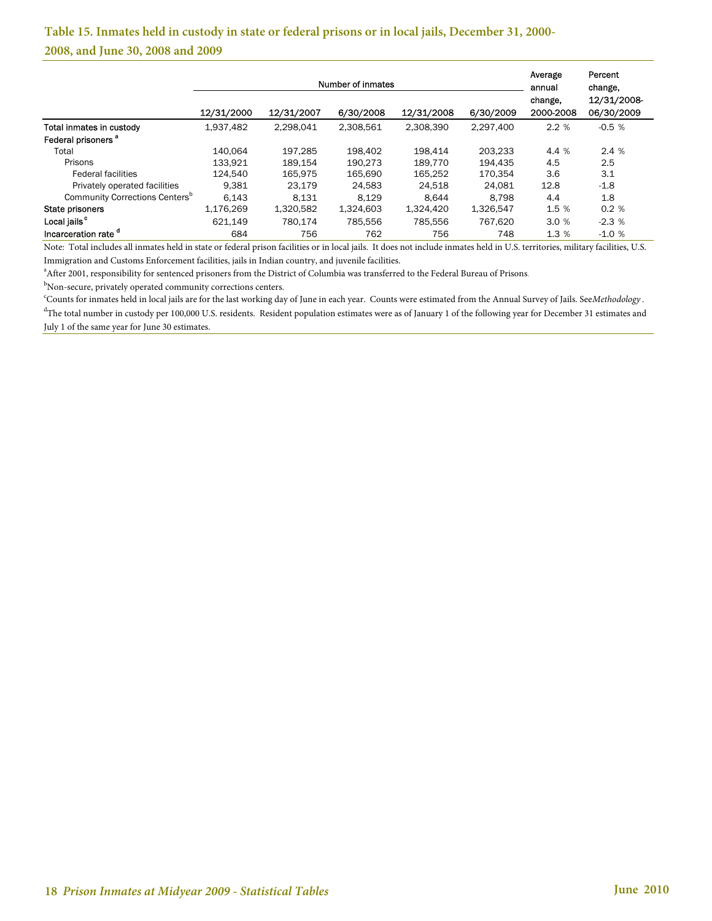**Table 15. Inmates held in custody in state or federal prisons or in local jails, December 31, 2000-2008, and June 30, 2008 and 2009**

| | Number of inmates | | | | | Average annual change, 2000-2008 | Percent change, 12/31/2008-06/30/2009 |
|---|---|---|---|---|---|---|---|
| | 12/31/2000 | 12/31/2007 | 6/30/2008 | 12/31/2008 | 6/30/2009 | | |
| Total inmates in custody | 1,937,482 | 2,298,041 | 2,308,561 | 2,308,390 | 2,297,400 | 2.2 % | -0.5 % |
| Federal prisoners [a] | | | | | | | |
| Total | 140,064 | 197,285 | 198,402 | 198,414 | 203,233 | 4.4 % | 2.4 % |
| Prisons | 133,921 | 189,154 | 190,273 | 189,770 | 194,435 | 4.5 | 2.5 |
| Federal facilities | 124,540 | 165,975 | 165,690 | 165,252 | 170,354 | 3.6 | 3.1 |
| Privately operated facilities | 9,381 | 23,179 | 24,583 | 24,518 | 24,081 | 12.8 | -1.8 |
| Community Corrections Centers[b] | 6,143 | 8,131 | 8,129 | 8,644 | 8,798 | 4.4 | 1.8 |
| State prisoners | 1,176,269 | 1,320,582 | 1,324,603 | 1,324,420 | 1,326,547 | 1.5 % | 0.2 % |
| Local jails [c] | 621,149 | 780,174 | 785,556 | 785,556 | 767,620 | 3.0 % | -2.3 % |
| Incarceration rate [d] | 684 | 756 | 762 | 756 | 748 | 1.3 % | -1.0 % |

Note: Total includes all inmates held in state or federal prison facilities or in local jails. It does not include inmates held in U.S. territories, military facilities, U.S. Immigration and Customs Enforcement facilities, jails in Indian country, and juvenile facilities.

[a]After 2001, responsibility for sentenced prisoners from the District of Columbia was transferred to the Federal Bureau of Prisons.

[b]Non-secure, privately operated community corrections centers.

[c]Counts for inmates held in local jails are for the last working day of June in each year. Counts were estimated from the Annual Survey of Jails. See *Methodology*.

[d]The total number in custody per 100,000 U.S. residents. Resident population estimates were as of January 1 of the following year for December 31 estimates and July 1 of the same year for June 30 estimates.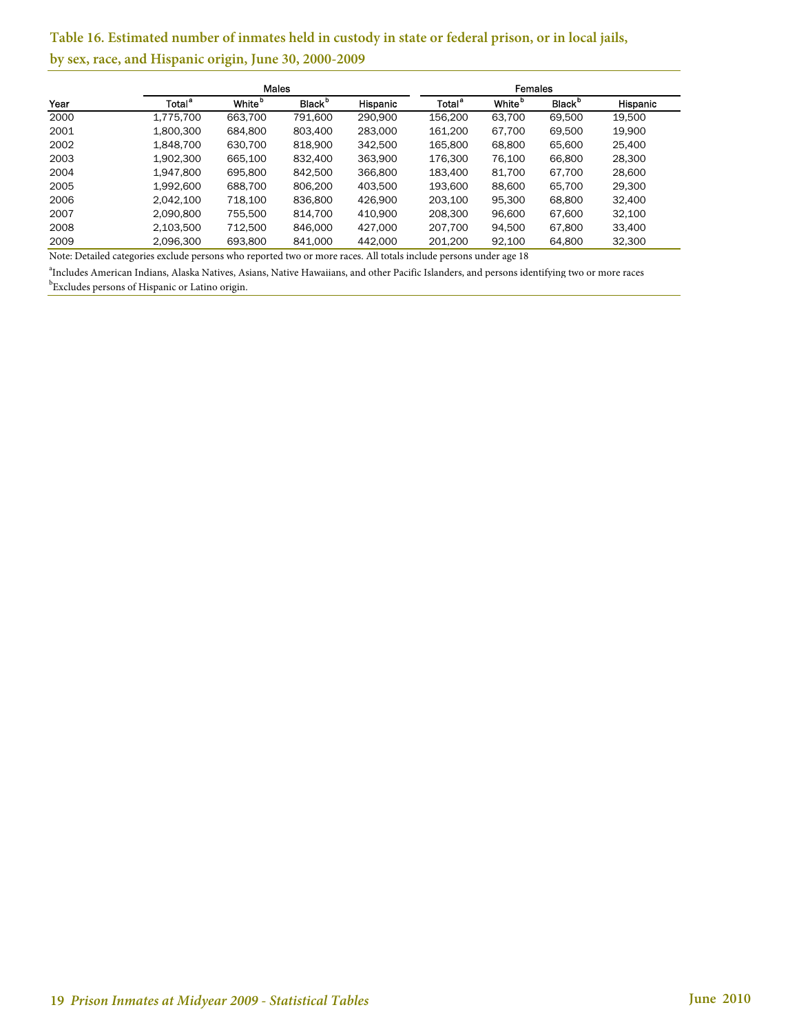**Table 16. Estimated number of inmates held in custody in state or federal prison, or in local jails, by sex, race, and Hispanic origin, June 30, 2000-2009**

| | Males | | | | Females | | | |
|---|---|---|---|---|---|---|---|---|
| Year | Total[a] | White[b] | Black[b] | Hispanic | Total[a] | White[b] | Black[b] | Hispanic |
| 2000 | 1,775,700 | 663,700 | 791,600 | 290,900 | 156,200 | 63,700 | 69,500 | 19,500 |
| 2001 | 1,800,300 | 684,800 | 803,400 | 283,000 | 161,200 | 67,700 | 69,500 | 19,900 |
| 2002 | 1,848,700 | 630,700 | 818,900 | 342,500 | 165,800 | 68,800 | 65,600 | 25,400 |
| 2003 | 1,902,300 | 665,100 | 832,400 | 363,900 | 176,300 | 76,100 | 66,800 | 28,300 |
| 2004 | 1,947,800 | 695,800 | 842,500 | 366,800 | 183,400 | 81,700 | 67,700 | 28,600 |
| 2005 | 1,992,600 | 688,700 | 806,200 | 403,500 | 193,600 | 88,600 | 65,700 | 29,300 |
| 2006 | 2,042,100 | 718,100 | 836,800 | 426,900 | 203,100 | 95,300 | 68,800 | 32,400 |
| 2007 | 2,090,800 | 755,500 | 814,700 | 410,900 | 208,300 | 96,600 | 67,600 | 32,100 |
| 2008 | 2,103,500 | 712,500 | 846,000 | 427,000 | 207,700 | 94,500 | 67,800 | 33,400 |
| 2009 | 2,096,300 | 693,800 | 841,000 | 442,000 | 201,200 | 92,100 | 64,800 | 32,300 |

Note: Detailed categories exclude persons who reported two or more races. All totals include persons under age 18

[a]Includes American Indians, Alaska Natives, Asians, Native Hawaiians, and other Pacific Islanders, and persons identifying two or more races

[b]Excludes persons of Hispanic or Latino origin.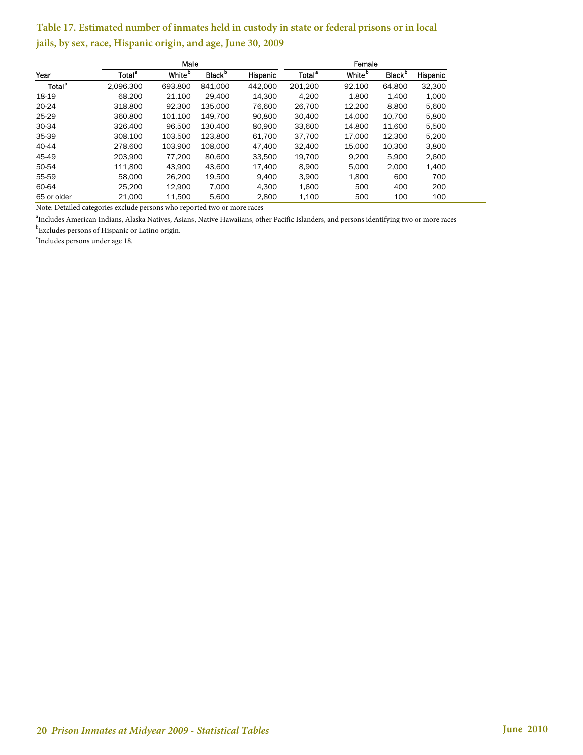**Table 17. Estimated number of inmates held in custody in state or federal prisons or in local jails, by sex, race, Hispanic origin, and age, June 30, 2009**

| | Male | | | | Female | | | |
|---|---|---|---|---|---|---|---|---|
| Year | Total[a] | White[b] | Black[b] | Hispanic | Total[a] | White[b] | Black[b] | Hispanic |
| Total[c] | 2,096,300 | 693,800 | 841,000 | 442,000 | 201,200 | 92,100 | 64,800 | 32,300 |
| 18-19 | 68,200 | 21,100 | 29,400 | 14,300 | 4,200 | 1,800 | 1,400 | 1,000 |
| 20-24 | 318,800 | 92,300 | 135,000 | 76,600 | 26,700 | 12,200 | 8,800 | 5,600 |
| 25-29 | 360,800 | 101,100 | 149,700 | 90,800 | 30,400 | 14,000 | 10,700 | 5,800 |
| 30-34 | 326,400 | 96,500 | 130,400 | 80,900 | 33,600 | 14,800 | 11,600 | 5,500 |
| 35-39 | 308,100 | 103,500 | 123,800 | 61,700 | 37,700 | 17,000 | 12,300 | 5,200 |
| 40-44 | 278,600 | 103,900 | 108,000 | 47,400 | 32,400 | 15,000 | 10,300 | 3,800 |
| 45-49 | 203,900 | 77,200 | 80,600 | 33,500 | 19,700 | 9,200 | 5,900 | 2,600 |
| 50-54 | 111,800 | 43,900 | 43,600 | 17,400 | 8,900 | 5,000 | 2,000 | 1,400 |
| 55-59 | 58,000 | 26,200 | 19,500 | 9,400 | 3,900 | 1,800 | 600 | 700 |
| 60-64 | 25,200 | 12,900 | 7,000 | 4,300 | 1,600 | 500 | 400 | 200 |
| 65 or older | 21,000 | 11,500 | 5,600 | 2,800 | 1,100 | 500 | 100 | 100 |

Note: Detailed categories exclude persons who reported two or more races.

[a]Includes American Indians, Alaska Natives, Asians, Native Hawaiians, other Pacific Islanders, and persons identifying two or more races.

[b]Excludes persons of Hispanic or Latino origin.

[c]Includes persons under age 18.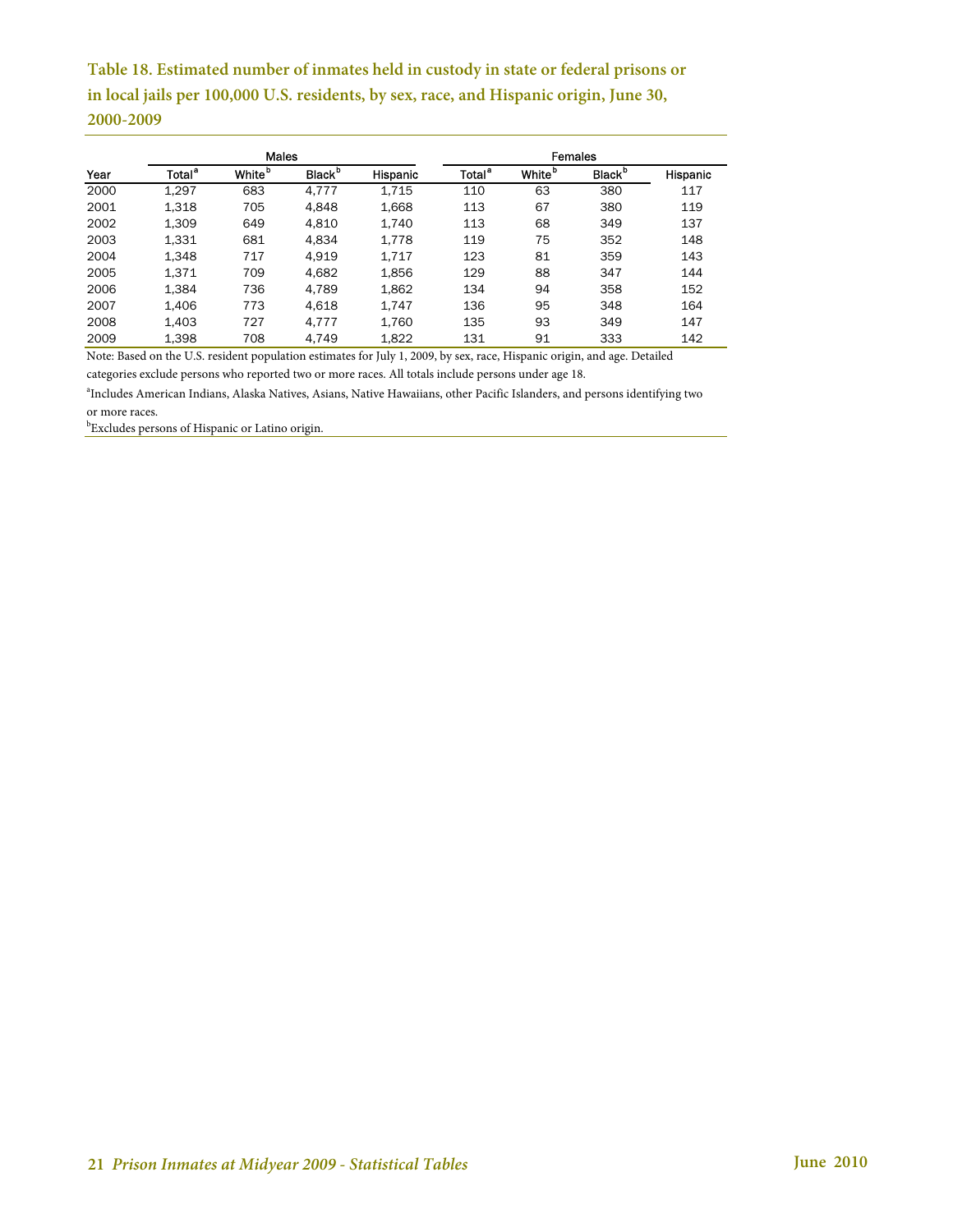**Table 18. Estimated number of inmates held in custody in state or federal prisons or in local jails per 100,000 U.S. residents, by sex, race, and Hispanic origin, June 30, 2000-2009**

| | Males | | | | Females | | | |
|---|---|---|---|---|---|---|---|---|
| Year | Total[a] | White[b] | Black[b] | Hispanic | Total[a] | White[b] | Black[b] | Hispanic |
| 2000 | 1,297 | 683 | 4,777 | 1,715 | 110 | 63 | 380 | 117 |
| 2001 | 1,318 | 705 | 4,848 | 1,668 | 113 | 67 | 380 | 119 |
| 2002 | 1,309 | 649 | 4,810 | 1,740 | 113 | 68 | 349 | 137 |
| 2003 | 1,331 | 681 | 4,834 | 1,778 | 119 | 75 | 352 | 148 |
| 2004 | 1,348 | 717 | 4,919 | 1,717 | 123 | 81 | 359 | 143 |
| 2005 | 1,371 | 709 | 4,682 | 1,856 | 129 | 88 | 347 | 144 |
| 2006 | 1,384 | 736 | 4,789 | 1,862 | 134 | 94 | 358 | 152 |
| 2007 | 1,406 | 773 | 4,618 | 1,747 | 136 | 95 | 348 | 164 |
| 2008 | 1,403 | 727 | 4,777 | 1,760 | 135 | 93 | 349 | 147 |
| 2009 | 1,398 | 708 | 4,749 | 1,822 | 131 | 91 | 333 | 142 |

Note: Based on the U.S. resident population estimates for July 1, 2009, by sex, race, Hispanic origin, and age. Detailed categories exclude persons who reported two or more races. All totals include persons under age 18.

[a]Includes American Indians, Alaska Natives, Asians, Native Hawaiians, other Pacific Islanders, and persons identifying two or more races.

[b]Excludes persons of Hispanic or Latino origin.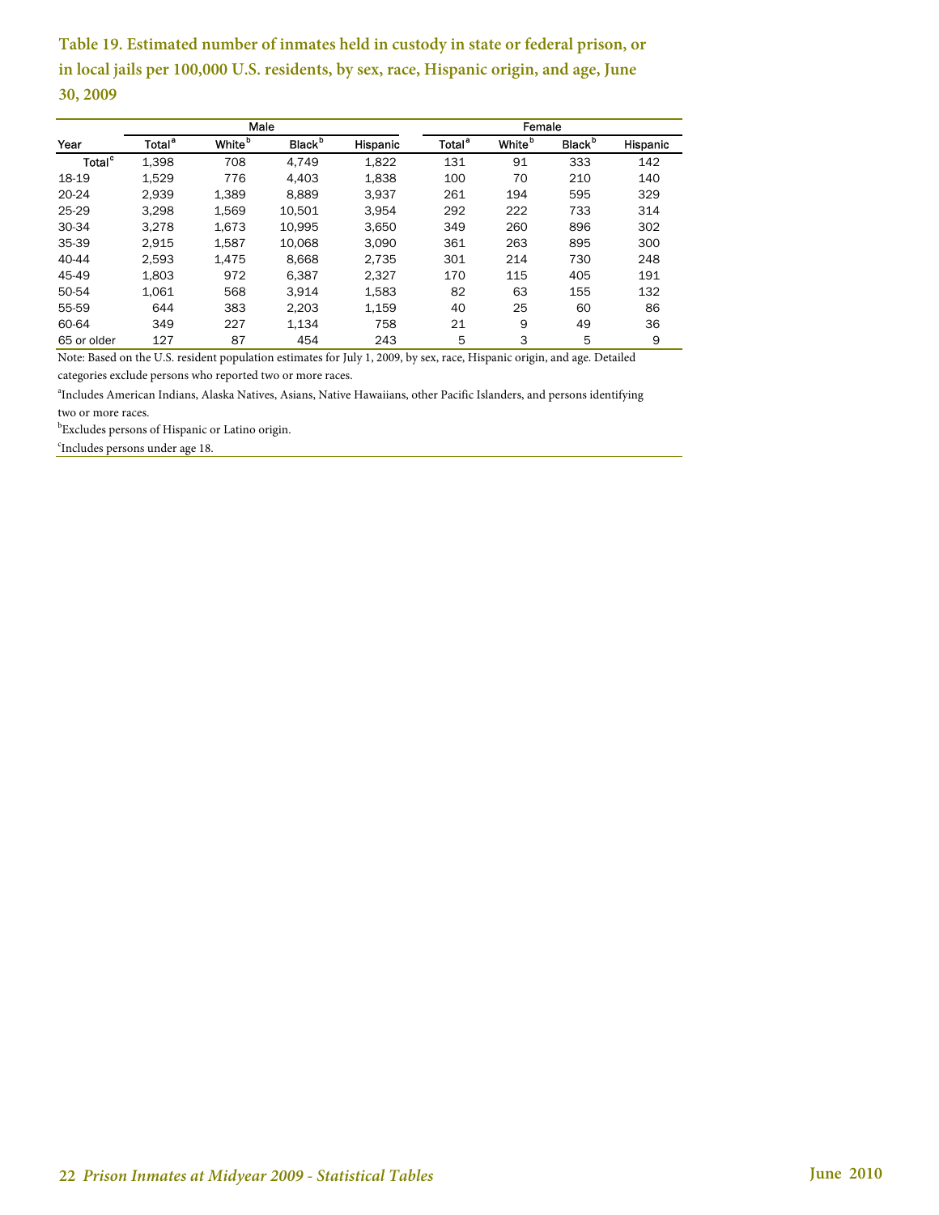### Table 19. Estimated number of inmates held in custody in state or federal prison, or in local jails per 100,000 U.S. residents, by sex, race, Hispanic origin, and age, June 30, 2009

| | Male | | | | Female | | | |
|---|---|---|---|---|---|---|---|---|
| Year | Total[a] | White[b] | Black[b] | Hispanic | Total[a] | White[b] | Black[b] | Hispanic |
| Total[c] | 1,398 | 708 | 4,749 | 1,822 | 131 | 91 | 333 | 142 |
| 18-19 | 1,529 | 776 | 4,403 | 1,838 | 100 | 70 | 210 | 140 |
| 20-24 | 2,939 | 1,389 | 8,889 | 3,937 | 261 | 194 | 595 | 329 |
| 25-29 | 3,298 | 1,569 | 10,501 | 3,954 | 292 | 222 | 733 | 314 |
| 30-34 | 3,278 | 1,673 | 10,995 | 3,650 | 349 | 260 | 896 | 302 |
| 35-39 | 2,915 | 1,587 | 10,068 | 3,090 | 361 | 263 | 895 | 300 |
| 40-44 | 2,593 | 1,475 | 8,668 | 2,735 | 301 | 214 | 730 | 248 |
| 45-49 | 1,803 | 972 | 6,387 | 2,327 | 170 | 115 | 405 | 191 |
| 50-54 | 1,061 | 568 | 3,914 | 1,583 | 82 | 63 | 155 | 132 |
| 55-59 | 644 | 383 | 2,203 | 1,159 | 40 | 25 | 60 | 86 |
| 60-64 | 349 | 227 | 1,134 | 758 | 21 | 9 | 49 | 36 |
| 65 or older | 127 | 87 | 454 | 243 | 5 | 3 | 5 | 9 |

Note: Based on the U.S. resident population estimates for July 1, 2009, by sex, race, Hispanic origin, and age. Detailed categories exclude persons who reported two or more races.

[a]Includes American Indians, Alaska Natives, Asians, Native Hawaiians, other Pacific Islanders, and persons identifying two or more races.

[b]Excludes persons of Hispanic or Latino origin.

[c]Includes persons under age 18.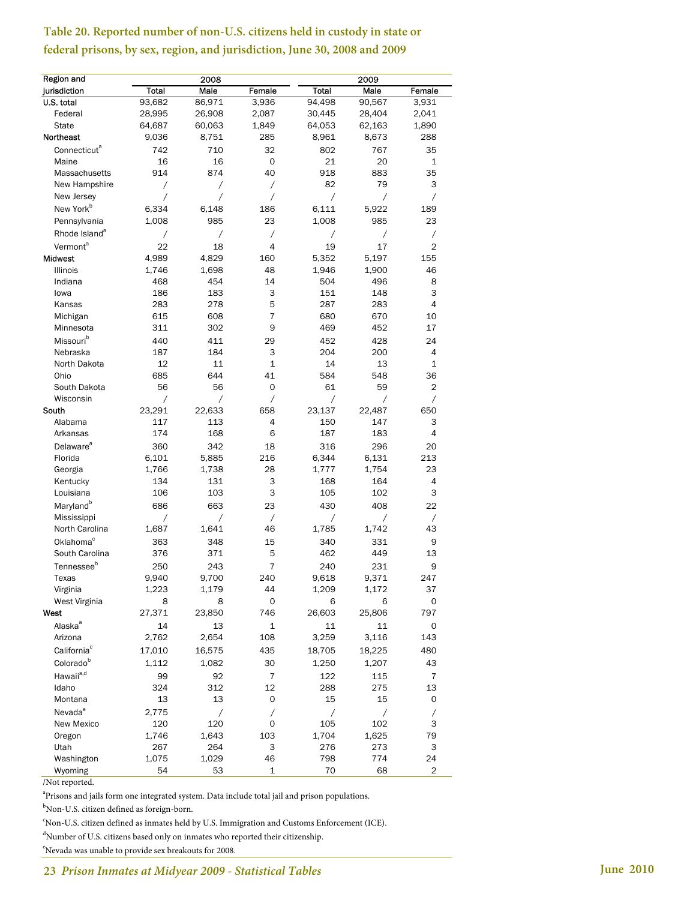**Table 20. Reported number of non-U.S. citizens held in custody in state or federal prisons, by sex, region, and jurisdiction, June 30, 2008 and 2009**

| Region and jurisdiction | 2008 | | | 2009 | | |
|---|---|---|---|---|---|---|
| | Total | Male | Female | Total | Male | Female |
| U.S. total | 93,682 | 86,971 | 3,936 | 94,498 | 90,567 | 3,931 |
| Federal | 28,995 | 26,908 | 2,087 | 30,445 | 28,404 | 2,041 |
| State | 64,687 | 60,063 | 1,849 | 64,053 | 62,163 | 1,890 |
| Northeast | 9,036 | 8,751 | 285 | 8,961 | 8,673 | 288 |
| Connecticut[a] | 742 | 710 | 32 | 802 | 767 | 35 |
| Maine | 16 | 16 | 0 | 21 | 20 | 1 |
| Massachusetts | 914 | 874 | 40 | 918 | 883 | 35 |
| New Hampshire | / | / | / | 82 | 79 | 3 |
| New Jersey | / | / | / | / | / | / |
| New York[b] | 6,334 | 6,148 | 186 | 6,111 | 5,922 | 189 |
| Pennsylvania | 1,008 | 985 | 23 | 1,008 | 985 | 23 |
| Rhode Island[a] | / | / | / | / | / | / |
| Vermont[a] | 22 | 18 | 4 | 19 | 17 | 2 |
| Midwest | 4,989 | 4,829 | 160 | 5,352 | 5,197 | 155 |
| Illinois | 1,746 | 1,698 | 48 | 1,946 | 1,900 | 46 |
| Indiana | 468 | 454 | 14 | 504 | 496 | 8 |
| Iowa | 186 | 183 | 3 | 151 | 148 | 3 |
| Kansas | 283 | 278 | 5 | 287 | 283 | 4 |
| Michigan | 615 | 608 | 7 | 680 | 670 | 10 |
| Minnesota | 311 | 302 | 9 | 469 | 452 | 17 |
| Missouri[b] | 440 | 411 | 29 | 452 | 428 | 24 |
| Nebraska | 187 | 184 | 3 | 204 | 200 | 4 |
| North Dakota | 12 | 11 | 1 | 14 | 13 | 1 |
| Ohio | 685 | 644 | 41 | 584 | 548 | 36 |
| South Dakota | 56 | 56 | 0 | 61 | 59 | 2 |
| Wisconsin | / | / | / | / | / | / |
| South | 23,291 | 22,633 | 658 | 23,137 | 22,487 | 650 |
| Alabama | 117 | 113 | 4 | 150 | 147 | 3 |
| Arkansas | 174 | 168 | 6 | 187 | 183 | 4 |
| Delaware[a] | 360 | 342 | 18 | 316 | 296 | 20 |
| Florida | 6,101 | 5,885 | 216 | 6,344 | 6,131 | 213 |
| Georgia | 1,766 | 1,738 | 28 | 1,777 | 1,754 | 23 |
| Kentucky | 134 | 131 | 3 | 168 | 164 | 4 |
| Louisiana | 106 | 103 | 3 | 105 | 102 | 3 |
| Maryland[b] | 686 | 663 | 23 | 430 | 408 | 22 |
| Mississippi | / | / | / | / | / | / |
| North Carolina | 1,687 | 1,641 | 46 | 1,785 | 1,742 | 43 |
| Oklahoma[c] | 363 | 348 | 15 | 340 | 331 | 9 |
| South Carolina | 376 | 371 | 5 | 462 | 449 | 13 |
| Tennessee[b] | 250 | 243 | 7 | 240 | 231 | 9 |
| Texas | 9,940 | 9,700 | 240 | 9,618 | 9,371 | 247 |
| Virginia | 1,223 | 1,179 | 44 | 1,209 | 1,172 | 37 |
| West Virginia | 8 | 8 | 0 | 6 | 6 | 0 |
| West | 27,371 | 23,850 | 746 | 26,603 | 25,806 | 797 |
| Alaska[a] | 14 | 13 | 1 | 11 | 11 | 0 |
| Arizona | 2,762 | 2,654 | 108 | 3,259 | 3,116 | 143 |
| California[c] | 17,010 | 16,575 | 435 | 18,705 | 18,225 | 480 |
| Colorado[b] | 1,112 | 1,082 | 30 | 1,250 | 1,207 | 43 |
| Hawaii[a,d] | 99 | 92 | 7 | 122 | 115 | 7 |
| Idaho | 324 | 312 | 12 | 288 | 275 | 13 |
| Montana | 13 | 13 | 0 | 15 | 15 | 0 |
| Nevada[e] | 2,775 | / | / | / | / | / |
| New Mexico | 120 | 120 | 0 | 105 | 102 | 3 |
| Oregon | 1,746 | 1,643 | 103 | 1,704 | 1,625 | 79 |
| Utah | 267 | 264 | 3 | 276 | 273 | 3 |
| Washington | 1,075 | 1,029 | 46 | 798 | 774 | 24 |
| Wyoming | 54 | 53 | 1 | 70 | 68 | 2 |

/Not reported.

[a]Prisons and jails form one integrated system. Data include total jail and prison populations.

[b]Non-U.S. citizen defined as foreign-born.

[c]Non-U.S. citizen defined as inmates held by U.S. Immigration and Customs Enforcement (ICE).

[d]Number of U.S. citizens based only on inmates who reported their citizenship.

[e]Nevada was unable to provide sex breakouts for 2008.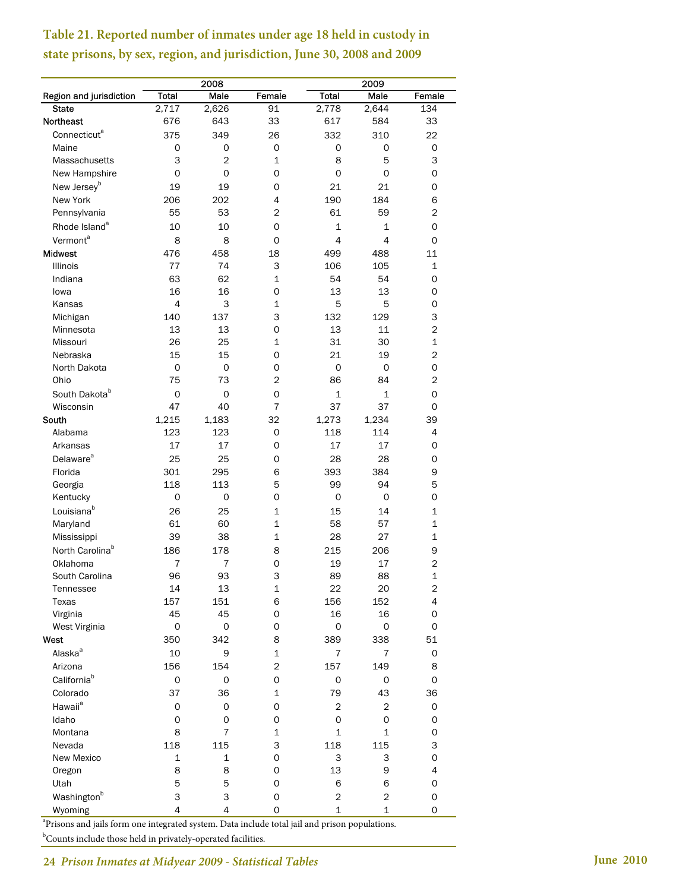## Table 21. Reported number of inmates under age 18 held in custody in state prisons, by sex, region, and jurisdiction, June 30, 2008 and 2009

| Region and jurisdiction | 2008 | | | 2009 | | |
|---|---|---|---|---|---|---|
| | Total | Male | Female | Total | Male | Female |
| State | 2,717 | 2,626 | 91 | 2,778 | 2,644 | 134 |
| Northeast | 676 | 643 | 33 | 617 | 584 | 33 |
| Connecticut[a] | 375 | 349 | 26 | 332 | 310 | 22 |
| Maine | 0 | 0 | 0 | 0 | 0 | 0 |
| Massachusetts | 3 | 2 | 1 | 8 | 5 | 3 |
| New Hampshire | 0 | 0 | 0 | 0 | 0 | 0 |
| New Jersey[b] | 19 | 19 | 0 | 21 | 21 | 0 |
| New York | 206 | 202 | 4 | 190 | 184 | 6 |
| Pennsylvania | 55 | 53 | 2 | 61 | 59 | 2 |
| Rhode Island[a] | 10 | 10 | 0 | 1 | 1 | 0 |
| Vermont[a] | 8 | 8 | 0 | 4 | 4 | 0 |
| Midwest | 476 | 458 | 18 | 499 | 488 | 11 |
| Illinois | 77 | 74 | 3 | 106 | 105 | 1 |
| Indiana | 63 | 62 | 1 | 54 | 54 | 0 |
| Iowa | 16 | 16 | 0 | 13 | 13 | 0 |
| Kansas | 4 | 3 | 1 | 5 | 5 | 0 |
| Michigan | 140 | 137 | 3 | 132 | 129 | 3 |
| Minnesota | 13 | 13 | 0 | 13 | 11 | 2 |
| Missouri | 26 | 25 | 1 | 31 | 30 | 1 |
| Nebraska | 15 | 15 | 0 | 21 | 19 | 2 |
| North Dakota | 0 | 0 | 0 | 0 | 0 | 0 |
| Ohio | 75 | 73 | 2 | 86 | 84 | 2 |
| South Dakota[b] | 0 | 0 | 0 | 1 | 1 | 0 |
| Wisconsin | 47 | 40 | 7 | 37 | 37 | 0 |
| South | 1,215 | 1,183 | 32 | 1,273 | 1,234 | 39 |
| Alabama | 123 | 123 | 0 | 118 | 114 | 4 |
| Arkansas | 17 | 17 | 0 | 17 | 17 | 0 |
| Delaware[a] | 25 | 25 | 0 | 28 | 28 | 0 |
| Florida | 301 | 295 | 6 | 393 | 384 | 9 |
| Georgia | 118 | 113 | 5 | 99 | 94 | 5 |
| Kentucky | 0 | 0 | 0 | 0 | 0 | 0 |
| Louisiana[b] | 26 | 25 | 1 | 15 | 14 | 1 |
| Maryland | 61 | 60 | 1 | 58 | 57 | 1 |
| Mississippi | 39 | 38 | 1 | 28 | 27 | 1 |
| North Carolina[b] | 186 | 178 | 8 | 215 | 206 | 9 |
| Oklahoma | 7 | 7 | 0 | 19 | 17 | 2 |
| South Carolina | 96 | 93 | 3 | 89 | 88 | 1 |
| Tennessee | 14 | 13 | 1 | 22 | 20 | 2 |
| Texas | 157 | 151 | 6 | 156 | 152 | 4 |
| Virginia | 45 | 45 | 0 | 16 | 16 | 0 |
| West Virginia | 0 | 0 | 0 | 0 | 0 | 0 |
| West | 350 | 342 | 8 | 389 | 338 | 51 |
| Alaska[a] | 10 | 9 | 1 | 7 | 7 | 0 |
| Arizona | 156 | 154 | 2 | 157 | 149 | 8 |
| California[b] | 0 | 0 | 0 | 0 | 0 | 0 |
| Colorado | 37 | 36 | 1 | 79 | 43 | 36 |
| Hawaii[a] | 0 | 0 | 0 | 2 | 2 | 0 |
| Idaho | 0 | 0 | 0 | 0 | 0 | 0 |
| Montana | 8 | 7 | 1 | 1 | 1 | 0 |
| Nevada | 118 | 115 | 3 | 118 | 115 | 3 |
| New Mexico | 1 | 1 | 0 | 3 | 3 | 0 |
| Oregon | 8 | 8 | 0 | 13 | 9 | 4 |
| Utah | 5 | 5 | 0 | 6 | 6 | 0 |
| Washington[b] | 3 | 3 | 0 | 2 | 2 | 0 |
| Wyoming | 4 | 4 | 0 | 1 | 1 | 0 |

[a]Prisons and jails form one integrated system. Data include total jail and prison populations.

[b]Counts include those held in privately-operated facilities.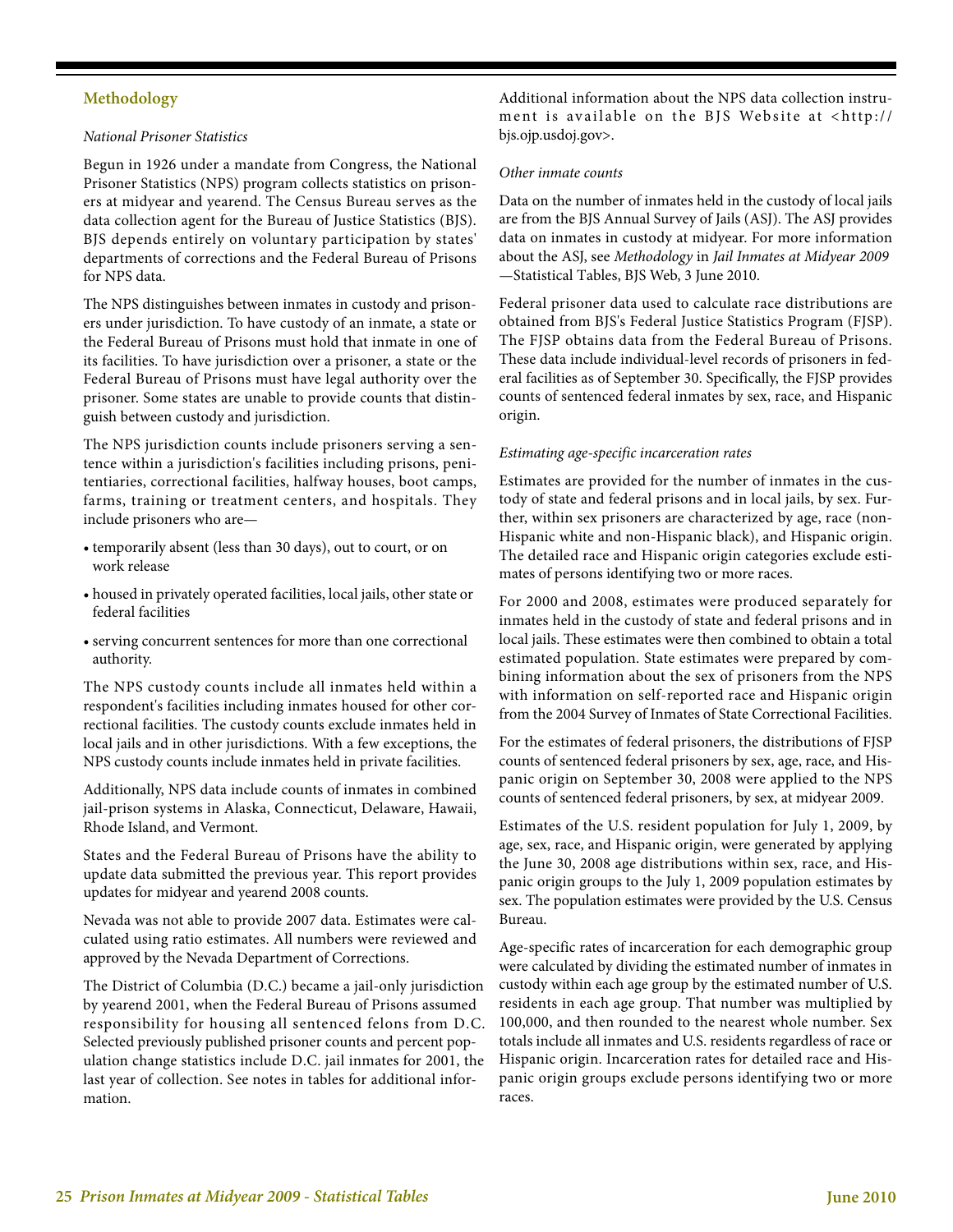## Methodology

*National Prisoner Statistics*

Begun in 1926 under a mandate from Congress, the National Prisoner Statistics (NPS) program collects statistics on prisoners at midyear and yearend. The Census Bureau serves as the data collection agent for the Bureau of Justice Statistics (BJS). BJS depends entirely on voluntary participation by states' departments of corrections and the Federal Bureau of Prisons for NPS data.

The NPS distinguishes between inmates in custody and prisoners under jurisdiction. To have custody of an inmate, a state or the Federal Bureau of Prisons must hold that inmate in one of its facilities. To have jurisdiction over a prisoner, a state or the Federal Bureau of Prisons must have legal authority over the prisoner. Some states are unable to provide counts that distinguish between custody and jurisdiction.

The NPS jurisdiction counts include prisoners serving a sentence within a jurisdiction's facilities including prisons, penitentiaries, correctional facilities, halfway houses, boot camps, farms, training or treatment centers, and hospitals. They include prisoners who are—

- temporarily absent (less than 30 days), out to court, or on work release
- housed in privately operated facilities, local jails, other state or federal facilities
- serving concurrent sentences for more than one correctional authority.

The NPS custody counts include all inmates held within a respondent's facilities including inmates housed for other correctional facilities. The custody counts exclude inmates held in local jails and in other jurisdictions. With a few exceptions, the NPS custody counts include inmates held in private facilities.

Additionally, NPS data include counts of inmates in combined jail-prison systems in Alaska, Connecticut, Delaware, Hawaii, Rhode Island, and Vermont.

States and the Federal Bureau of Prisons have the ability to update data submitted the previous year. This report provides updates for midyear and yearend 2008 counts.

Nevada was not able to provide 2007 data. Estimates were calculated using ratio estimates. All numbers were reviewed and approved by the Nevada Department of Corrections.

The District of Columbia (D.C.) became a jail-only jurisdiction by yearend 2001, when the Federal Bureau of Prisons assumed responsibility for housing all sentenced felons from D.C. Selected previously published prisoner counts and percent population change statistics include D.C. jail inmates for 2001, the last year of collection. See notes in tables for additional information.

Additional information about the NPS data collection instrument is available on the BJS Website at <http://bjs.ojp.usdoj.gov>.

*Other inmate counts*

Data on the number of inmates held in the custody of local jails are from the BJS Annual Survey of Jails (ASJ). The ASJ provides data on inmates in custody at midyear. For more information about the ASJ, see *Methodology* in *Jail Inmates at Midyear 2009* —Statistical Tables, BJS Web, 3 June 2010.

Federal prisoner data used to calculate race distributions are obtained from BJS's Federal Justice Statistics Program (FJSP). The FJSP obtains data from the Federal Bureau of Prisons. These data include individual-level records of prisoners in federal facilities as of September 30. Specifically, the FJSP provides counts of sentenced federal inmates by sex, race, and Hispanic origin.

*Estimating age-specific incarceration rates*

Estimates are provided for the number of inmates in the custody of state and federal prisons and in local jails, by sex. Further, within sex prisoners are characterized by age, race (non-Hispanic white and non-Hispanic black), and Hispanic origin. The detailed race and Hispanic origin categories exclude estimates of persons identifying two or more races.

For 2000 and 2008, estimates were produced separately for inmates held in the custody of state and federal prisons and in local jails. These estimates were then combined to obtain a total estimated population. State estimates were prepared by combining information about the sex of prisoners from the NPS with information on self-reported race and Hispanic origin from the 2004 Survey of Inmates of State Correctional Facilities.

For the estimates of federal prisoners, the distributions of FJSP counts of sentenced federal prisoners by sex, age, race, and Hispanic origin on September 30, 2008 were applied to the NPS counts of sentenced federal prisoners, by sex, at midyear 2009.

Estimates of the U.S. resident population for July 1, 2009, by age, sex, race, and Hispanic origin, were generated by applying the June 30, 2008 age distributions within sex, race, and Hispanic origin groups to the July 1, 2009 population estimates by sex. The population estimates were provided by the U.S. Census Bureau.

Age-specific rates of incarceration for each demographic group were calculated by dividing the estimated number of inmates in custody within each age group by the estimated number of U.S. residents in each age group. That number was multiplied by 100,000, and then rounded to the nearest whole number. Sex totals include all inmates and U.S. residents regardless of race or Hispanic origin. Incarceration rates for detailed race and Hispanic origin groups exclude persons identifying two or more races.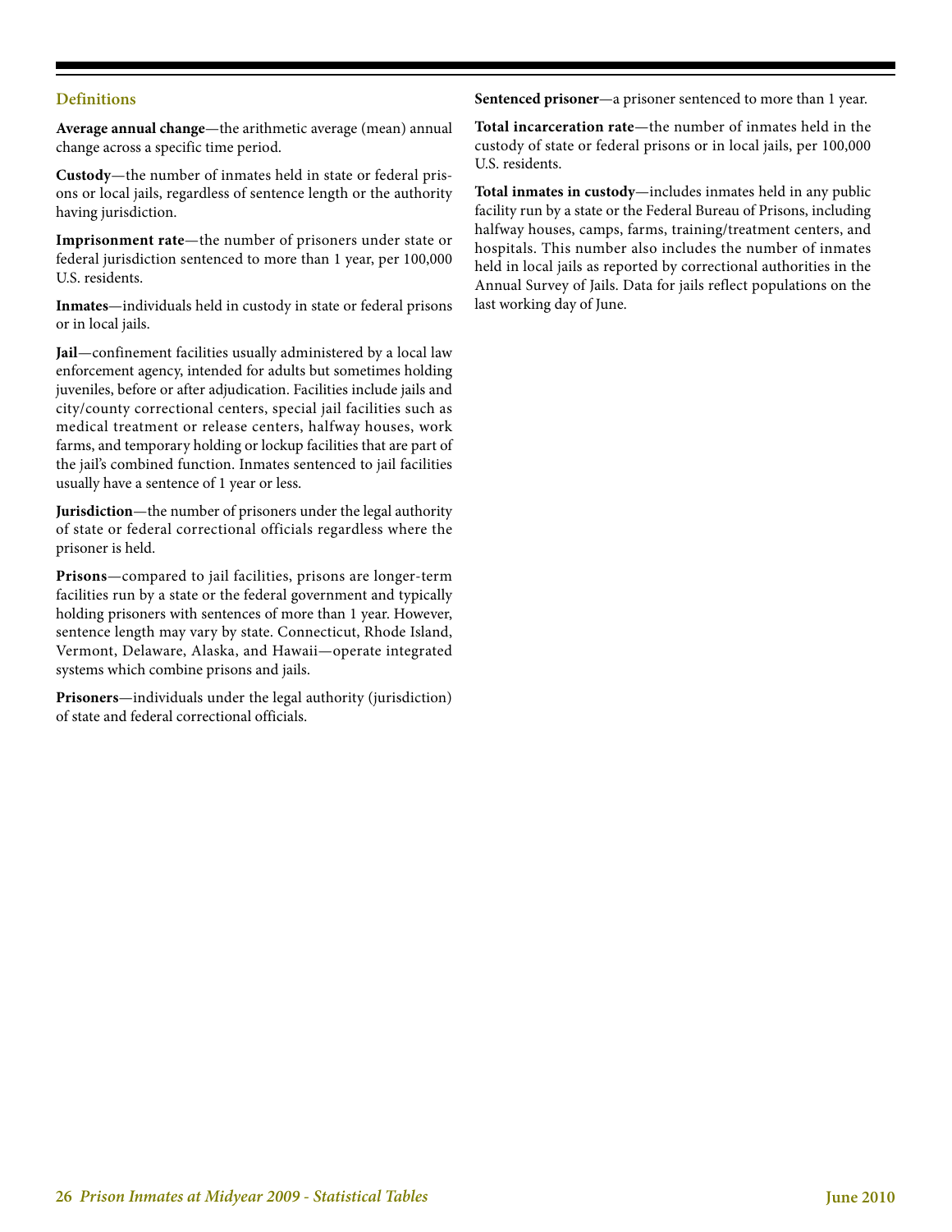## Definitions

**Average annual change**—the arithmetic average (mean) annual change across a specific time period.

**Custody**—the number of inmates held in state or federal prisons or local jails, regardless of sentence length or the authority having jurisdiction.

**Imprisonment rate**—the number of prisoners under state or federal jurisdiction sentenced to more than 1 year, per 100,000 U.S. residents.

**Inmates**—individuals held in custody in state or federal prisons or in local jails.

**Jail**—confinement facilities usually administered by a local law enforcement agency, intended for adults but sometimes holding juveniles, before or after adjudication. Facilities include jails and city/county correctional centers, special jail facilities such as medical treatment or release centers, halfway houses, work farms, and temporary holding or lockup facilities that are part of the jail's combined function. Inmates sentenced to jail facilities usually have a sentence of 1 year or less.

**Jurisdiction**—the number of prisoners under the legal authority of state or federal correctional officials regardless where the prisoner is held.

**Prisons**—compared to jail facilities, prisons are longer-term facilities run by a state or the federal government and typically holding prisoners with sentences of more than 1 year. However, sentence length may vary by state. Connecticut, Rhode Island, Vermont, Delaware, Alaska, and Hawaii—operate integrated systems which combine prisons and jails.

**Prisoners**—individuals under the legal authority (jurisdiction) of state and federal correctional officials.

**Sentenced prisoner**—a prisoner sentenced to more than 1 year.

**Total incarceration rate**—the number of inmates held in the custody of state or federal prisons or in local jails, per 100,000 U.S. residents.

**Total inmates in custody**—includes inmates held in any public facility run by a state or the Federal Bureau of Prisons, including halfway houses, camps, farms, training/treatment centers, and hospitals. This number also includes the number of inmates held in local jails as reported by correctional authorities in the Annual Survey of Jails. Data for jails reflect populations on the last working day of June.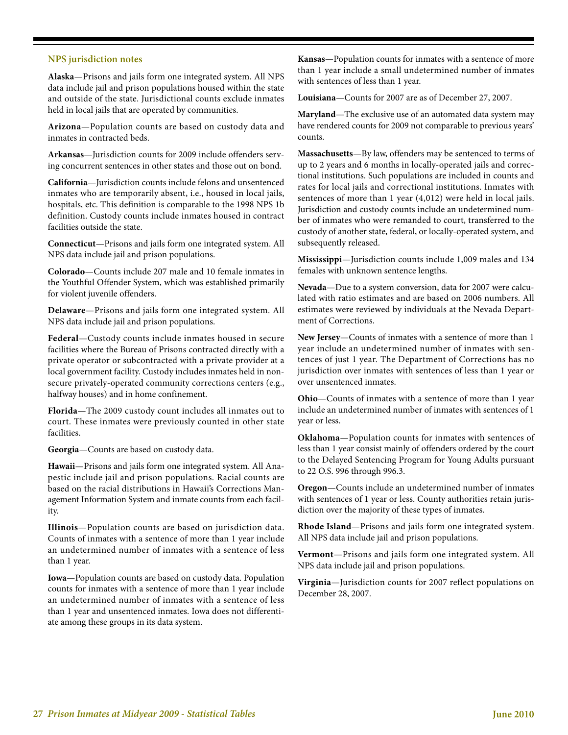## NPS jurisdiction notes

**Alaska**—Prisons and jails form one integrated system. All NPS data include jail and prison populations housed within the state and outside of the state. Jurisdictional counts exclude inmates held in local jails that are operated by communities.

**Arizona**—Population counts are based on custody data and inmates in contracted beds.

**Arkansas**—Jurisdiction counts for 2009 include offenders serving concurrent sentences in other states and those out on bond.

**California**—Jurisdiction counts include felons and unsentenced inmates who are temporarily absent, i.e., housed in local jails, hospitals, etc. This definition is comparable to the 1998 NPS 1b definition. Custody counts include inmates housed in contract facilities outside the state.

**Connecticut**—Prisons and jails form one integrated system. All NPS data include jail and prison populations.

**Colorado**—Counts include 207 male and 10 female inmates in the Youthful Offender System, which was established primarily for violent juvenile offenders.

**Delaware**—Prisons and jails form one integrated system. All NPS data include jail and prison populations.

**Federal**—Custody counts include inmates housed in secure facilities where the Bureau of Prisons contracted directly with a private operator or subcontracted with a private provider at a local government facility. Custody includes inmates held in nonsecure privately-operated community corrections centers (e.g., halfway houses) and in home confinement.

**Florida**—The 2009 custody count includes all inmates out to court. These inmates were previously counted in other state facilities.

**Georgia**—Counts are based on custody data.

**Hawaii**—Prisons and jails form one integrated system. All Anapestic include jail and prison populations. Racial counts are based on the racial distributions in Hawaii's Corrections Management Information System and inmate counts from each facility.

**Illinois**—Population counts are based on jurisdiction data. Counts of inmates with a sentence of more than 1 year include an undetermined number of inmates with a sentence of less than 1 year.

**Iowa**—Population counts are based on custody data. Population counts for inmates with a sentence of more than 1 year include an undetermined number of inmates with a sentence of less than 1 year and unsentenced inmates. Iowa does not differentiate among these groups in its data system.

**Kansas**—Population counts for inmates with a sentence of more than 1 year include a small undetermined number of inmates with sentences of less than 1 year.

**Louisiana**—Counts for 2007 are as of December 27, 2007.

**Maryland**—The exclusive use of an automated data system may have rendered counts for 2009 not comparable to previous years' counts.

**Massachusetts**—By law, offenders may be sentenced to terms of up to 2 years and 6 months in locally-operated jails and correctional institutions. Such populations are included in counts and rates for local jails and correctional institutions. Inmates with sentences of more than 1 year (4,012) were held in local jails. Jurisdiction and custody counts include an undetermined number of inmates who were remanded to court, transferred to the custody of another state, federal, or locally-operated system, and subsequently released.

**Mississippi**—Jurisdiction counts include 1,009 males and 134 females with unknown sentence lengths.

**Nevada**—Due to a system conversion, data for 2007 were calculated with ratio estimates and are based on 2006 numbers. All estimates were reviewed by individuals at the Nevada Department of Corrections.

**New Jersey**—Counts of inmates with a sentence of more than 1 year include an undetermined number of inmates with sentences of just 1 year. The Department of Corrections has no jurisdiction over inmates with sentences of less than 1 year or over unsentenced inmates.

**Ohio**—Counts of inmates with a sentence of more than 1 year include an undetermined number of inmates with sentences of 1 year or less.

**Oklahoma**—Population counts for inmates with sentences of less than 1 year consist mainly of offenders ordered by the court to the Delayed Sentencing Program for Young Adults pursuant to 22 O.S. 996 through 996.3.

**Oregon**—Counts include an undetermined number of inmates with sentences of 1 year or less. County authorities retain jurisdiction over the majority of these types of inmates.

**Rhode Island**—Prisons and jails form one integrated system. All NPS data include jail and prison populations.

**Vermont**—Prisons and jails form one integrated system. All NPS data include jail and prison populations.

**Virginia**—Jurisdiction counts for 2007 reflect populations on December 28, 2007.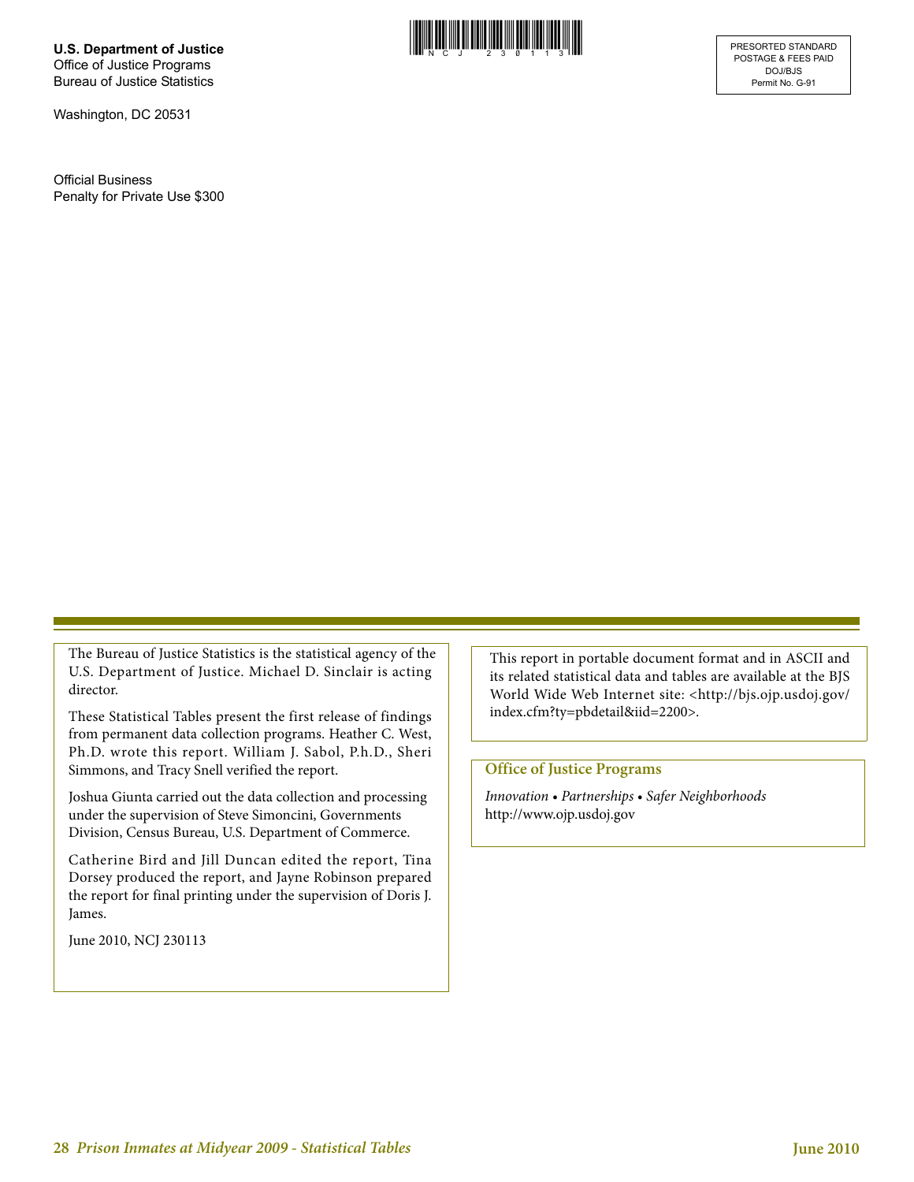**U.S. Department of Justice**
Office of Justice Programs
Bureau of Justice Statistics

Washington, DC 20531

Official Business
Penalty for Private Use $300

PRESORTED STANDARD
POSTAGE & FEES PAID
DOJ/BJS
Permit No. G-91

The Bureau of Justice Statistics is the statistical agency of the U.S. Department of Justice. Michael D. Sinclair is acting director.

These Statistical Tables present the first release of findings from permanent data collection programs. Heather C. West, Ph.D. wrote this report. William J. Sabol, P.h.D., Sheri Simmons, and Tracy Snell verified the report.

Joshua Giunta carried out the data collection and processing under the supervision of Steve Simoncini, Governments Division, Census Bureau, U.S. Department of Commerce.

Catherine Bird and Jill Duncan edited the report, Tina Dorsey produced the report, and Jayne Robinson prepared the report for final printing under the supervision of Doris J. James.

June 2010, NCJ 230113

This report in portable document format and in ASCII and its related statistical data and tables are available at the BJS World Wide Web Internet site: <http://bjs.ojp.usdoj.gov/index.cfm?ty=pbdetail&iid=2200>.

**Office of Justice Programs**

*Innovation • Partnerships • Safer Neighborhoods*
http://www.ojp.usdoj.gov